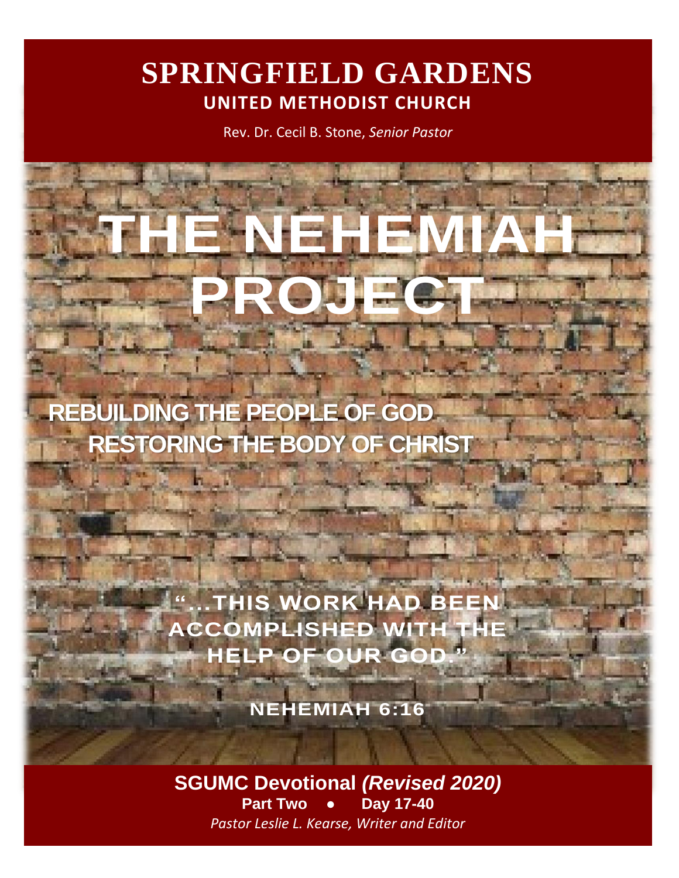# SPRINGFIELD GARDENS

## UNITED METHODIST CHURCH

Rev. Dr. Cecil B. Stone, *Senior Pastor*

# THE NEHEMIAH PROJECT

## REBUILDING THE PEOPLE OF GOD
## RESTORING THE BODY OF CHRIST

**"...THIS WORK HAD BEEN ACCOMPLISHED WITH THE HELP OF OUR GOD."**

**NEHEMIAH 6:16**

**SGUMC Devotional *(Revised 2020)***

**Part Two ● Day 17-40**

*Pastor Leslie L. Kearse, Writer and Editor*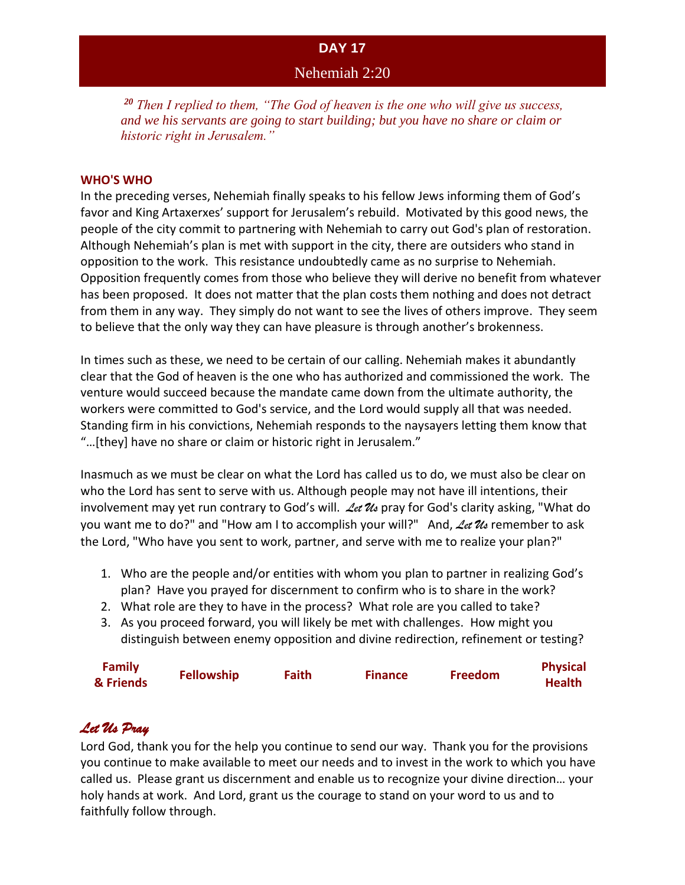# DAY 17

## Nehemiah 2:20

*[20] Then I replied to them, "The God of heaven is the one who will give us success, and we his servants are going to start building; but you have no share or claim or historic right in Jerusalem."*

**WHO'S WHO**

In the preceding verses, Nehemiah finally speaks to his fellow Jews informing them of God's favor and King Artaxerxes' support for Jerusalem's rebuild. Motivated by this good news, the people of the city commit to partnering with Nehemiah to carry out God's plan of restoration. Although Nehemiah's plan is met with support in the city, there are outsiders who stand in opposition to the work. This resistance undoubtedly came as no surprise to Nehemiah. Opposition frequently comes from those who believe they will derive no benefit from whatever has been proposed. It does not matter that the plan costs them nothing and does not detract from them in any way. They simply do not want to see the lives of others improve. They seem to believe that the only way they can have pleasure is through another's brokenness.

In times such as these, we need to be certain of our calling. Nehemiah makes it abundantly clear that the God of heaven is the one who has authorized and commissioned the work. The venture would succeed because the mandate came down from the ultimate authority, the workers were committed to God's service, and the Lord would supply all that was needed. Standing firm in his convictions, Nehemiah responds to the naysayers letting them know that "…[they] have no share or claim or historic right in Jerusalem."

Inasmuch as we must be clear on what the Lord has called us to do, we must also be clear on who the Lord has sent to serve with us. Although people may not have ill intentions, their involvement may yet run contrary to God's will. *Let Us* pray for God's clarity asking, "What do you want me to do?" and "How am I to accomplish your will?" And, *Let Us* remember to ask the Lord, "Who have you sent to work, partner, and serve with me to realize your plan?"

1. Who are the people and/or entities with whom you plan to partner in realizing God's plan? Have you prayed for discernment to confirm who is to share in the work?
2. What role are they to have in the process? What role are you called to take?
3. As you proceed forward, you will likely be met with challenges. How might you distinguish between enemy opposition and divine redirection, refinement or testing?

**Family & Friends** | **Fellowship** | **Faith** | **Finance** | **Freedom** | **Physical Health**

## *Let Us Pray*

Lord God, thank you for the help you continue to send our way. Thank you for the provisions you continue to make available to meet our needs and to invest in the work to which you have called us. Please grant us discernment and enable us to recognize your divine direction… your holy hands at work. And Lord, grant us the courage to stand on your word to us and to faithfully follow through.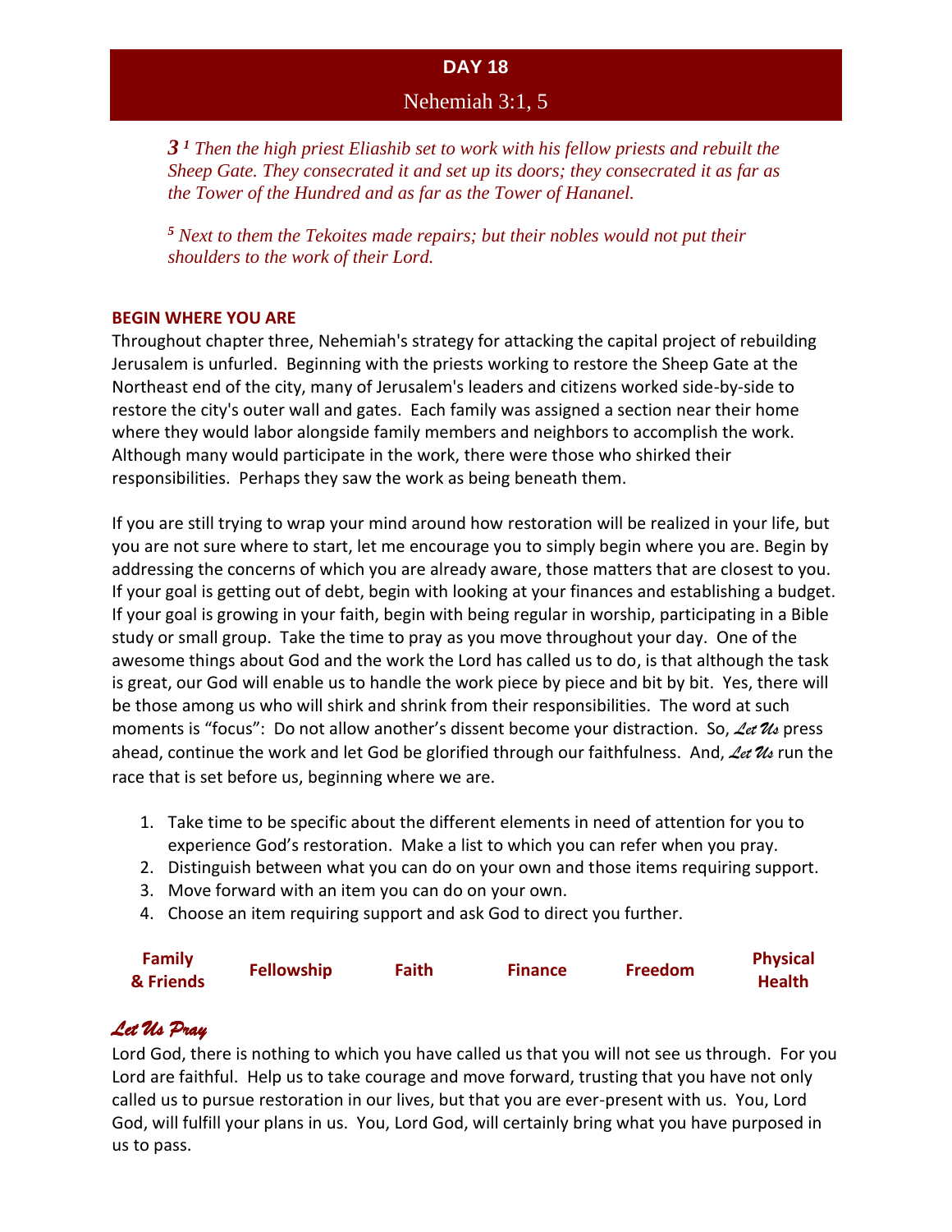## DAY 18

### Nehemiah 3:1, 5

*3 [1] Then the high priest Eliashib set to work with his fellow priests and rebuilt the Sheep Gate. They consecrated it and set up its doors; they consecrated it as far as the Tower of the Hundred and as far as the Tower of Hananel.*

*[5] Next to them the Tekoites made repairs; but their nobles would not put their shoulders to the work of their Lord.*

**BEGIN WHERE YOU ARE**

Throughout chapter three, Nehemiah's strategy for attacking the capital project of rebuilding Jerusalem is unfurled. Beginning with the priests working to restore the Sheep Gate at the Northeast end of the city, many of Jerusalem's leaders and citizens worked side-by-side to restore the city's outer wall and gates. Each family was assigned a section near their home where they would labor alongside family members and neighbors to accomplish the work. Although many would participate in the work, there were those who shirked their responsibilities. Perhaps they saw the work as being beneath them.

If you are still trying to wrap your mind around how restoration will be realized in your life, but you are not sure where to start, let me encourage you to simply begin where you are. Begin by addressing the concerns of which you are already aware, those matters that are closest to you. If your goal is getting out of debt, begin with looking at your finances and establishing a budget. If your goal is growing in your faith, begin with being regular in worship, participating in a Bible study or small group. Take the time to pray as you move throughout your day. One of the awesome things about God and the work the Lord has called us to do, is that although the task is great, our God will enable us to handle the work piece by piece and bit by bit. Yes, there will be those among us who will shirk and shrink from their responsibilities. The word at such moments is "focus": Do not allow another's dissent become your distraction. So, ***Let Us*** press ahead, continue the work and let God be glorified through our faithfulness. And, ***Let Us*** run the race that is set before us, beginning where we are.

1. Take time to be specific about the different elements in need of attention for you to experience God's restoration. Make a list to which you can refer when you pray.
2. Distinguish between what you can do on your own and those items requiring support.
3. Move forward with an item you can do on your own.
4. Choose an item requiring support and ask God to direct you further.

**Family & Friends** | **Fellowship** | **Faith** | **Finance** | **Freedom** | **Physical Health**

### *Let Us Pray*

Lord God, there is nothing to which you have called us that you will not see us through. For you Lord are faithful. Help us to take courage and move forward, trusting that you have not only called us to pursue restoration in our lives, but that you are ever-present with us. You, Lord God, will fulfill your plans in us. You, Lord God, will certainly bring what you have purposed in us to pass.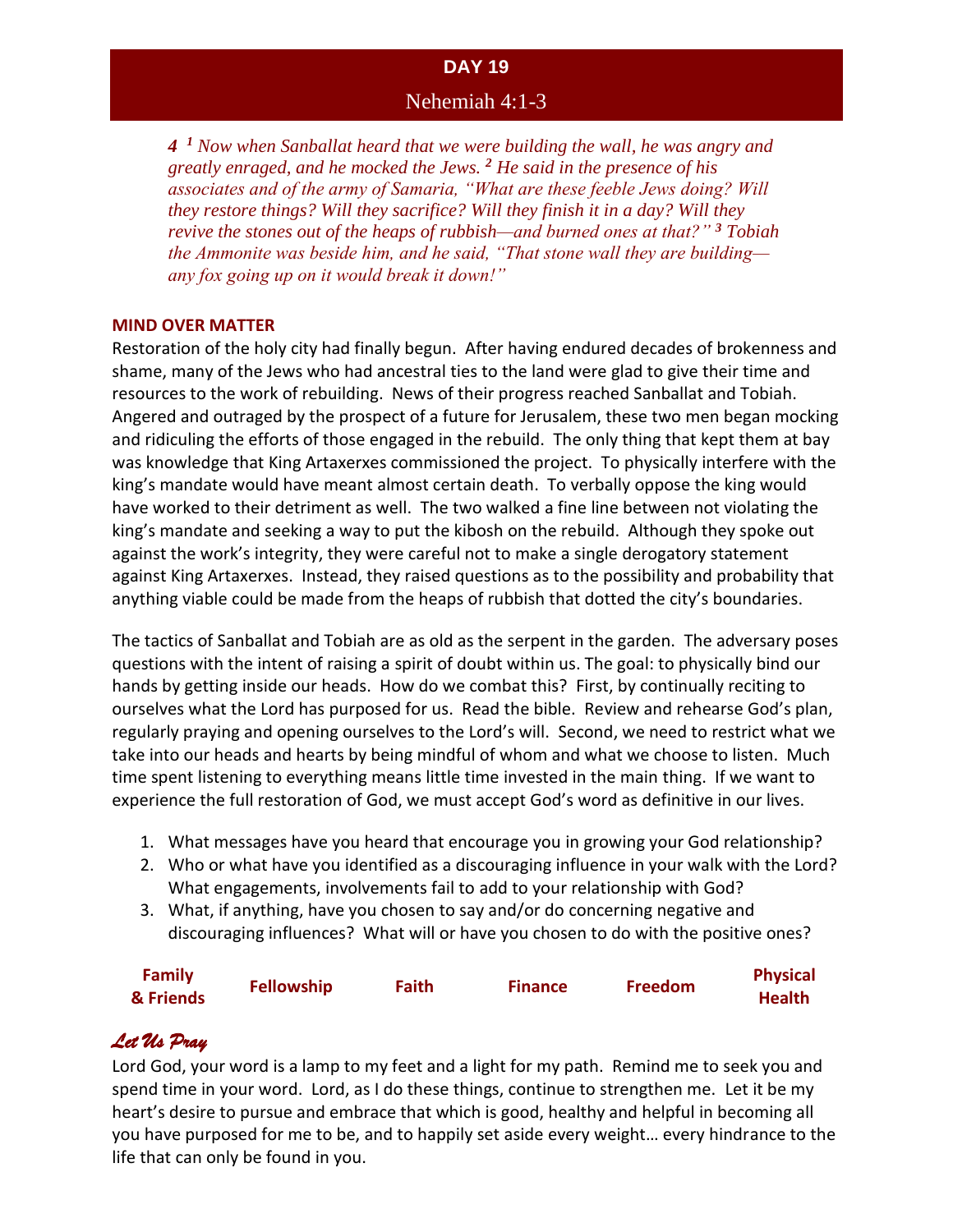# DAY 19

## Nehemiah 4:1-3

*4 [1] Now when Sanballat heard that we were building the wall, he was angry and greatly enraged, and he mocked the Jews. [2] He said in the presence of his associates and of the army of Samaria, "What are these feeble Jews doing? Will they restore things? Will they sacrifice? Will they finish it in a day? Will they revive the stones out of the heaps of rubbish—and burned ones at that?" [3] Tobiah the Ammonite was beside him, and he said, "That stone wall they are building—any fox going up on it would break it down!"*

### MIND OVER MATTER

Restoration of the holy city had finally begun. After having endured decades of brokenness and shame, many of the Jews who had ancestral ties to the land were glad to give their time and resources to the work of rebuilding. News of their progress reached Sanballat and Tobiah. Angered and outraged by the prospect of a future for Jerusalem, these two men began mocking and ridiculing the efforts of those engaged in the rebuild. The only thing that kept them at bay was knowledge that King Artaxerxes commissioned the project. To physically interfere with the king's mandate would have meant almost certain death. To verbally oppose the king would have worked to their detriment as well. The two walked a fine line between not violating the king's mandate and seeking a way to put the kibosh on the rebuild. Although they spoke out against the work's integrity, they were careful not to make a single derogatory statement against King Artaxerxes. Instead, they raised questions as to the possibility and probability that anything viable could be made from the heaps of rubbish that dotted the city's boundaries.

The tactics of Sanballat and Tobiah are as old as the serpent in the garden. The adversary poses questions with the intent of raising a spirit of doubt within us. The goal: to physically bind our hands by getting inside our heads. How do we combat this? First, by continually reciting to ourselves what the Lord has purposed for us. Read the bible. Review and rehearse God's plan, regularly praying and opening ourselves to the Lord's will. Second, we need to restrict what we take into our heads and hearts by being mindful of whom and what we choose to listen. Much time spent listening to everything means little time invested in the main thing. If we want to experience the full restoration of God, we must accept God's word as definitive in our lives.

1. What messages have you heard that encourage you in growing your God relationship?
2. Who or what have you identified as a discouraging influence in your walk with the Lord? What engagements, involvements fail to add to your relationship with God?
3. What, if anything, have you chosen to say and/or do concerning negative and discouraging influences? What will or have you chosen to do with the positive ones?

| Family & Friends | Fellowship | Faith | Finance | Freedom | Physical Health |
|---|---|---|---|---|---|

### *Let Us Pray*

Lord God, your word is a lamp to my feet and a light for my path. Remind me to seek you and spend time in your word. Lord, as I do these things, continue to strengthen me. Let it be my heart's desire to pursue and embrace that which is good, healthy and helpful in becoming all you have purposed for me to be, and to happily set aside every weight… every hindrance to the life that can only be found in you.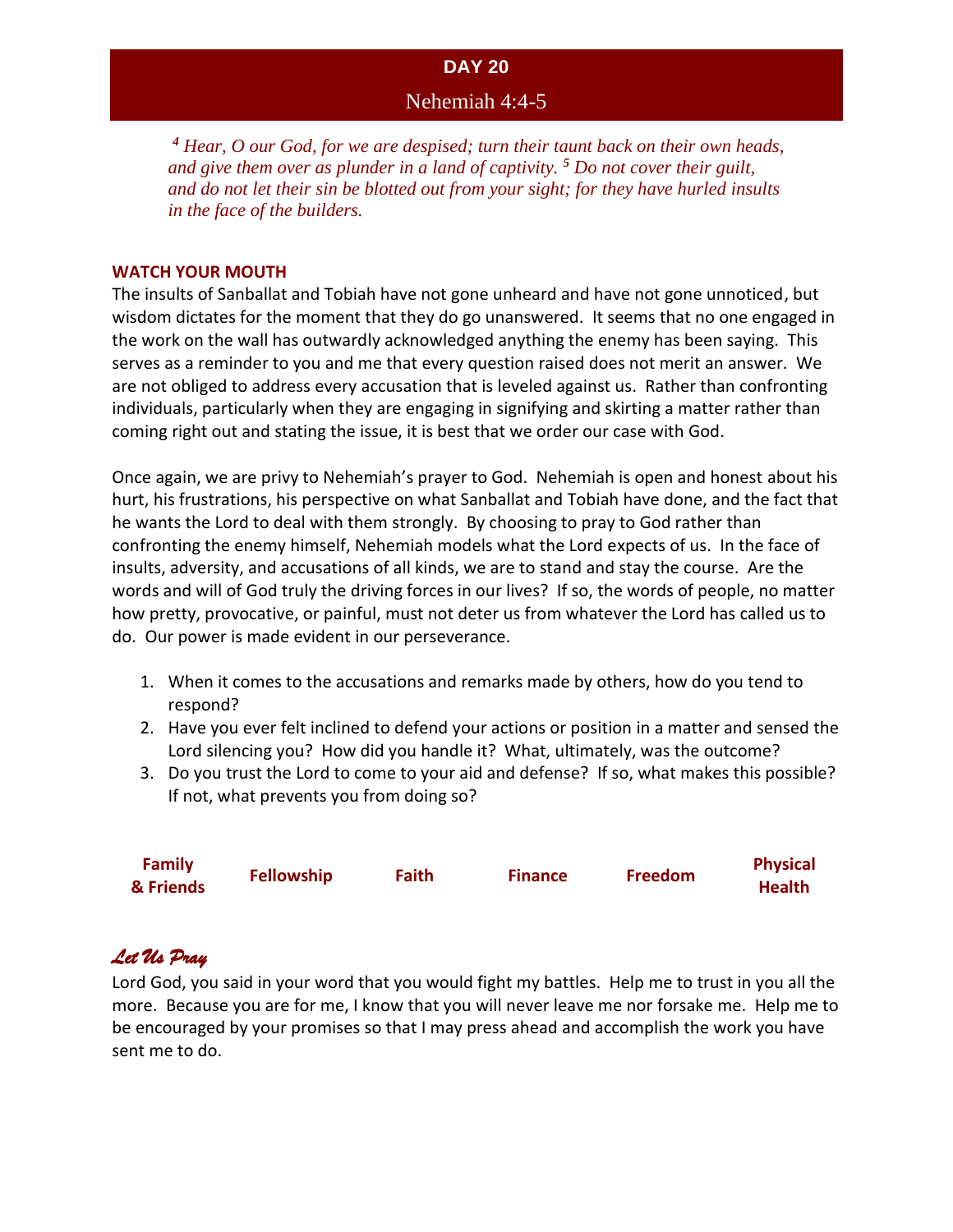## DAY 20

### Nehemiah 4:4-5

*[4] Hear, O our God, for we are despised; turn their taunt back on their own heads, and give them over as plunder in a land of captivity. [5] Do not cover their guilt, and do not let their sin be blotted out from your sight; for they have hurled insults in the face of the builders.*

**WATCH YOUR MOUTH**

The insults of Sanballat and Tobiah have not gone unheard and have not gone unnoticed, but wisdom dictates for the moment that they do go unanswered. It seems that no one engaged in the work on the wall has outwardly acknowledged anything the enemy has been saying. This serves as a reminder to you and me that every question raised does not merit an answer. We are not obliged to address every accusation that is leveled against us. Rather than confronting individuals, particularly when they are engaging in signifying and skirting a matter rather than coming right out and stating the issue, it is best that we order our case with God.

Once again, we are privy to Nehemiah's prayer to God. Nehemiah is open and honest about his hurt, his frustrations, his perspective on what Sanballat and Tobiah have done, and the fact that he wants the Lord to deal with them strongly. By choosing to pray to God rather than confronting the enemy himself, Nehemiah models what the Lord expects of us. In the face of insults, adversity, and accusations of all kinds, we are to stand and stay the course. Are the words and will of God truly the driving forces in our lives? If so, the words of people, no matter how pretty, provocative, or painful, must not deter us from whatever the Lord has called us to do. Our power is made evident in our perseverance.

1. When it comes to the accusations and remarks made by others, how do you tend to respond?
2. Have you ever felt inclined to defend your actions or position in a matter and sensed the Lord silencing you? How did you handle it? What, ultimately, was the outcome?
3. Do you trust the Lord to come to your aid and defense? If so, what makes this possible? If not, what prevents you from doing so?

| Family & Friends | Fellowship | Faith | Finance | Freedom | Physical Health |
|---|---|---|---|---|---|

***Let Us Pray***

Lord God, you said in your word that you would fight my battles. Help me to trust in you all the more. Because you are for me, I know that you will never leave me nor forsake me. Help me to be encouraged by your promises so that I may press ahead and accomplish the work you have sent me to do.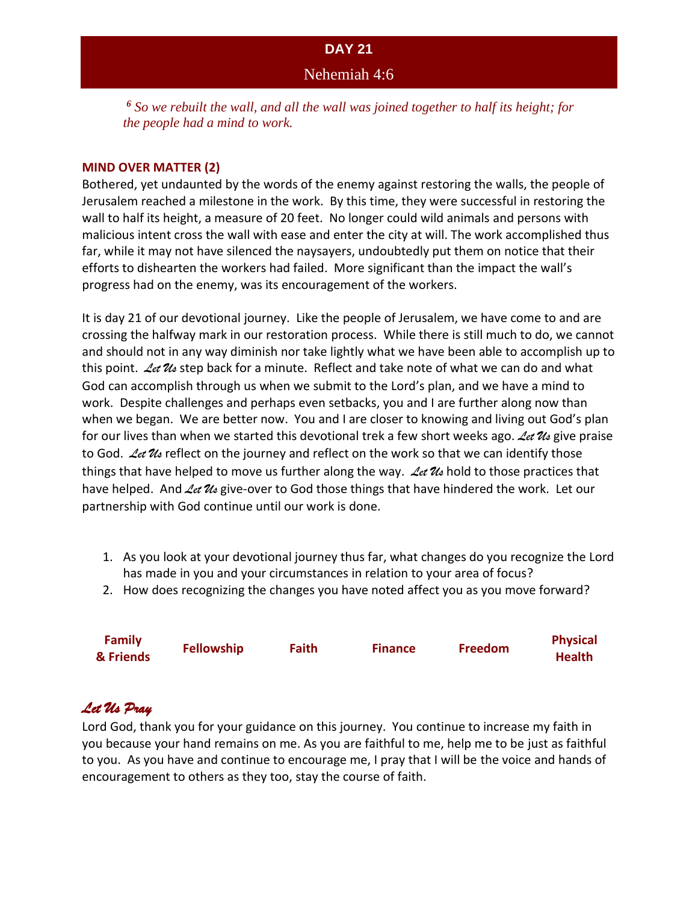# DAY 21

## Nehemiah 4:6

*[6] So we rebuilt the wall, and all the wall was joined together to half its height; for the people had a mind to work.*

**MIND OVER MATTER (2)**

Bothered, yet undaunted by the words of the enemy against restoring the walls, the people of Jerusalem reached a milestone in the work. By this time, they were successful in restoring the wall to half its height, a measure of 20 feet. No longer could wild animals and persons with malicious intent cross the wall with ease and enter the city at will. The work accomplished thus far, while it may not have silenced the naysayers, undoubtedly put them on notice that their efforts to dishearten the workers had failed. More significant than the impact the wall's progress had on the enemy, was its encouragement of the workers.

It is day 21 of our devotional journey. Like the people of Jerusalem, we have come to and are crossing the halfway mark in our restoration process. While there is still much to do, we cannot and should not in any way diminish nor take lightly what we have been able to accomplish up to this point. *Let Us* step back for a minute. Reflect and take note of what we can do and what God can accomplish through us when we submit to the Lord's plan, and we have a mind to work. Despite challenges and perhaps even setbacks, you and I are further along now than when we began. We are better now. You and I are closer to knowing and living out God's plan for our lives than when we started this devotional trek a few short weeks ago. *Let Us* give praise to God. *Let Us* reflect on the journey and reflect on the work so that we can identify those things that have helped to move us further along the way. *Let Us* hold to those practices that have helped. And *Let Us* give-over to God those things that have hindered the work. Let our partnership with God continue until our work is done.

1. As you look at your devotional journey thus far, what changes do you recognize the Lord has made in you and your circumstances in relation to your area of focus?
2. How does recognizing the changes you have noted affect you as you move forward?

| Family & Friends | Fellowship | Faith | Finance | Freedom | Physical Health |
|---|---|---|---|---|---|

## *Let Us Pray*

Lord God, thank you for your guidance on this journey. You continue to increase my faith in you because your hand remains on me. As you are faithful to me, help me to be just as faithful to you. As you have and continue to encourage me, I pray that I will be the voice and hands of encouragement to others as they too, stay the course of faith.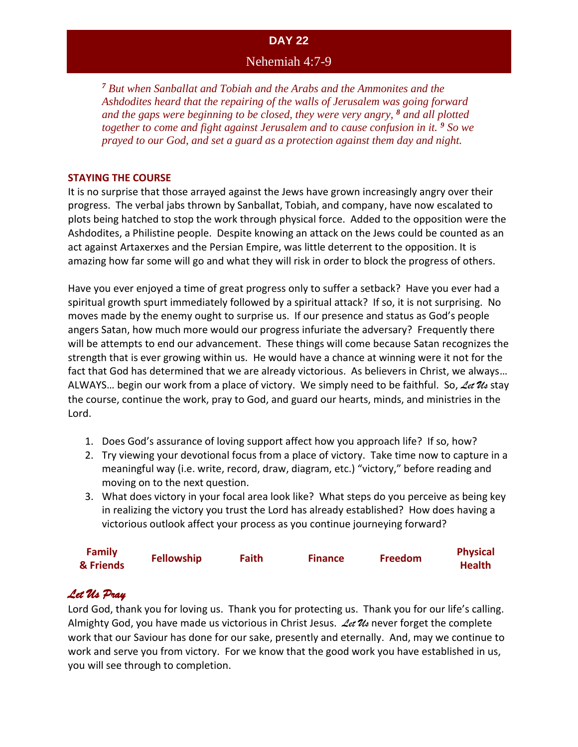# DAY 22

## Nehemiah 4:7-9

*[7] But when Sanballat and Tobiah and the Arabs and the Ammonites and the Ashdodites heard that the repairing of the walls of Jerusalem was going forward and the gaps were beginning to be closed, they were very angry, [8] and all plotted together to come and fight against Jerusalem and to cause confusion in it. [9] So we prayed to our God, and set a guard as a protection against them day and night.*

### STAYING THE COURSE

It is no surprise that those arrayed against the Jews have grown increasingly angry over their progress. The verbal jabs thrown by Sanballat, Tobiah, and company, have now escalated to plots being hatched to stop the work through physical force. Added to the opposition were the Ashdodites, a Philistine people. Despite knowing an attack on the Jews could be counted as an act against Artaxerxes and the Persian Empire, was little deterrent to the opposition. It is amazing how far some will go and what they will risk in order to block the progress of others.

Have you ever enjoyed a time of great progress only to suffer a setback? Have you ever had a spiritual growth spurt immediately followed by a spiritual attack? If so, it is not surprising. No moves made by the enemy ought to surprise us. If our presence and status as God's people angers Satan, how much more would our progress infuriate the adversary? Frequently there will be attempts to end our advancement. These things will come because Satan recognizes the strength that is ever growing within us. He would have a chance at winning were it not for the fact that God has determined that we are already victorious. As believers in Christ, we always… ALWAYS… begin our work from a place of victory. We simply need to be faithful. So, *Let Us* stay the course, continue the work, pray to God, and guard our hearts, minds, and ministries in the Lord.

1. Does God's assurance of loving support affect how you approach life? If so, how?
2. Try viewing your devotional focus from a place of victory. Take time now to capture in a meaningful way (i.e. write, record, draw, diagram, etc.) "victory," before reading and moving on to the next question.
3. What does victory in your focal area look like? What steps do you perceive as being key in realizing the victory you trust the Lord has already established? How does having a victorious outlook affect your process as you continue journeying forward?

| Family & Friends | Fellowship | Faith | Finance | Freedom | Physical Health |
|---|---|---|---|---|---|

### *Let Us Pray*

Lord God, thank you for loving us. Thank you for protecting us. Thank you for our life's calling. Almighty God, you have made us victorious in Christ Jesus. *Let Us* never forget the complete work that our Saviour has done for our sake, presently and eternally. And, may we continue to work and serve you from victory. For we know that the good work you have established in us, you will see through to completion.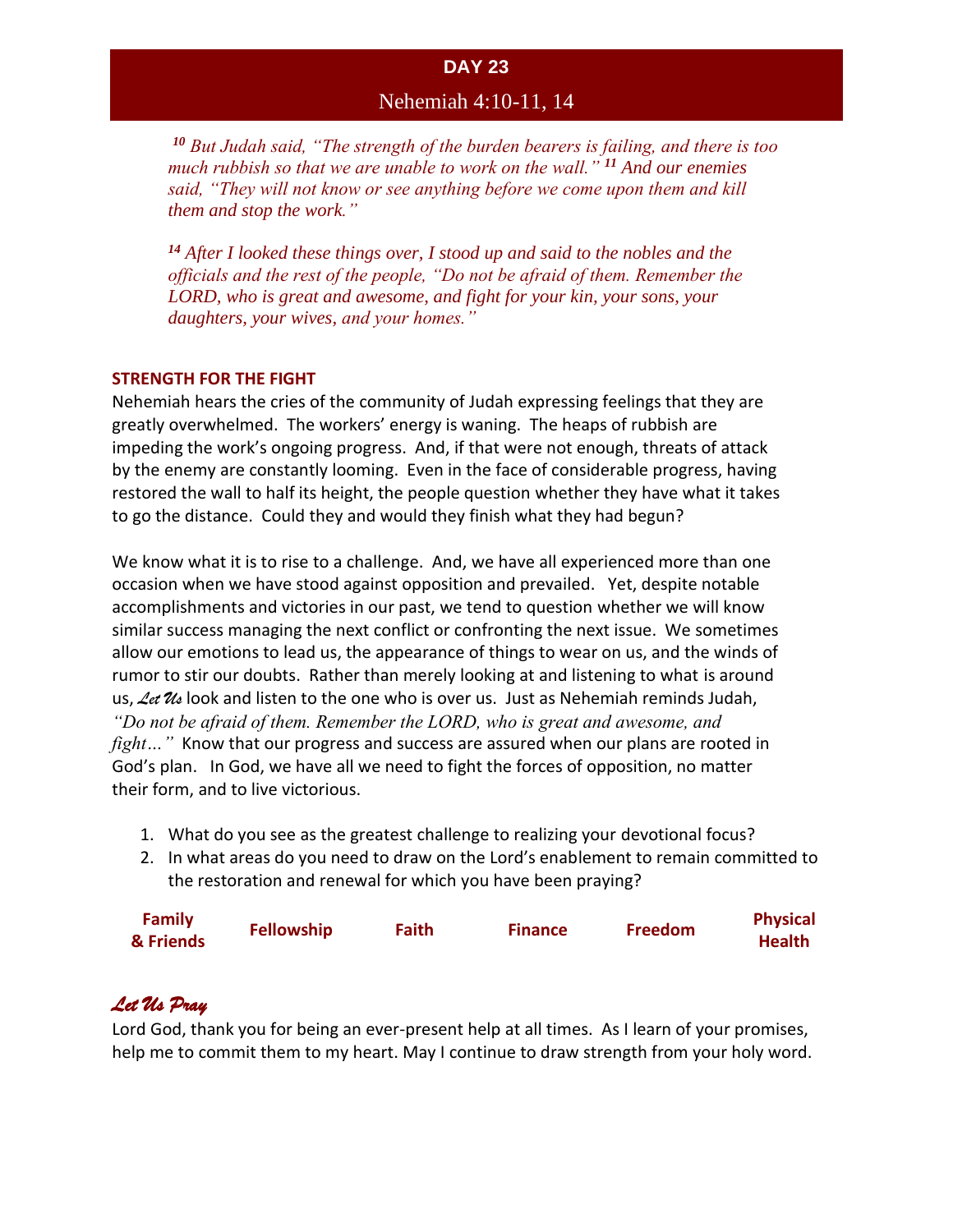## DAY 23

### Nehemiah 4:10-11, 14

*[10] But Judah said, "The strength of the burden bearers is failing, and there is too much rubbish so that we are unable to work on the wall." [11] And our enemies said, "They will not know or see anything before we come upon them and kill them and stop the work."*

*[14] After I looked these things over, I stood up and said to the nobles and the officials and the rest of the people, "Do not be afraid of them. Remember the LORD, who is great and awesome, and fight for your kin, your sons, your daughters, your wives, and your homes."*

**STRENGTH FOR THE FIGHT**

Nehemiah hears the cries of the community of Judah expressing feelings that they are greatly overwhelmed. The workers' energy is waning. The heaps of rubbish are impeding the work's ongoing progress. And, if that were not enough, threats of attack by the enemy are constantly looming. Even in the face of considerable progress, having restored the wall to half its height, the people question whether they have what it takes to go the distance. Could they and would they finish what they had begun?

We know what it is to rise to a challenge. And, we have all experienced more than one occasion when we have stood against opposition and prevailed. Yet, despite notable accomplishments and victories in our past, we tend to question whether we will know similar success managing the next conflict or confronting the next issue. We sometimes allow our emotions to lead us, the appearance of things to wear on us, and the winds of rumor to stir our doubts. Rather than merely looking at and listening to what is around us, *Let Us* look and listen to the one who is over us. Just as Nehemiah reminds Judah, *"Do not be afraid of them. Remember the LORD, who is great and awesome, and fight…"* Know that our progress and success are assured when our plans are rooted in God's plan. In God, we have all we need to fight the forces of opposition, no matter their form, and to live victorious.

1. What do you see as the greatest challenge to realizing your devotional focus?
2. In what areas do you need to draw on the Lord's enablement to remain committed to the restoration and renewal for which you have been praying?

| Family & Friends | Fellowship | Faith | Finance | Freedom | Physical Health |
|---|---|---|---|---|---|

## *Let Us Pray*

Lord God, thank you for being an ever-present help at all times. As I learn of your promises, help me to commit them to my heart. May I continue to draw strength from your holy word.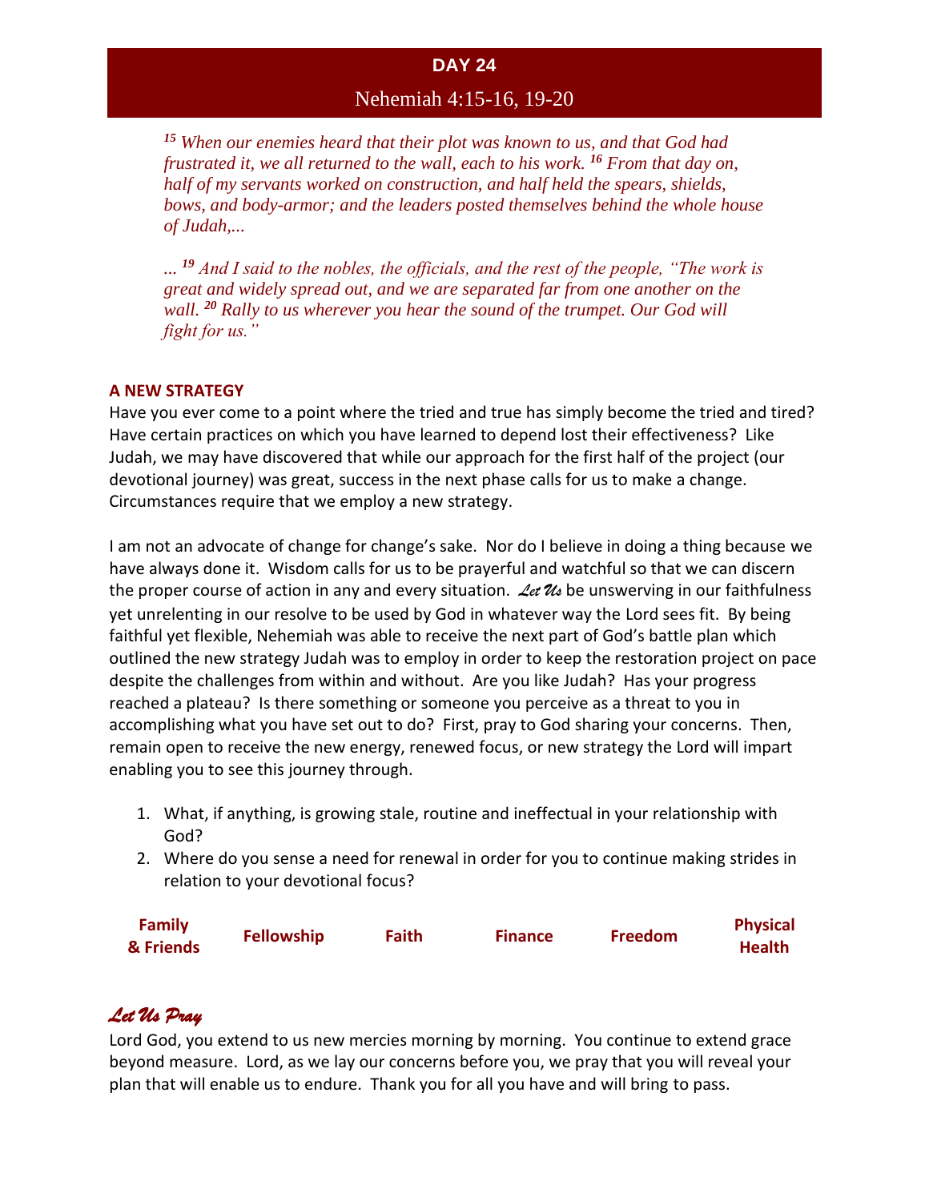## DAY 24

### Nehemiah 4:15-16, 19-20

*[15] When our enemies heard that their plot was known to us, and that God had frustrated it, we all returned to the wall, each to his work. [16] From that day on, half of my servants worked on construction, and half held the spears, shields, bows, and body-armor; and the leaders posted themselves behind the whole house of Judah,...*

*... [19] And I said to the nobles, the officials, and the rest of the people, "The work is great and widely spread out, and we are separated far from one another on the wall. [20] Rally to us wherever you hear the sound of the trumpet. Our God will fight for us."*

**A NEW STRATEGY**

Have you ever come to a point where the tried and true has simply become the tried and tired? Have certain practices on which you have learned to depend lost their effectiveness? Like Judah, we may have discovered that while our approach for the first half of the project (our devotional journey) was great, success in the next phase calls for us to make a change. Circumstances require that we employ a new strategy.

I am not an advocate of change for change's sake. Nor do I believe in doing a thing because we have always done it. Wisdom calls for us to be prayerful and watchful so that we can discern the proper course of action in any and every situation. *Let Us* be unswerving in our faithfulness yet unrelenting in our resolve to be used by God in whatever way the Lord sees fit. By being faithful yet flexible, Nehemiah was able to receive the next part of God's battle plan which outlined the new strategy Judah was to employ in order to keep the restoration project on pace despite the challenges from within and without. Are you like Judah? Has your progress reached a plateau? Is there something or someone you perceive as a threat to you in accomplishing what you have set out to do? First, pray to God sharing your concerns. Then, remain open to receive the new energy, renewed focus, or new strategy the Lord will impart enabling you to see this journey through.

1. What, if anything, is growing stale, routine and ineffectual in your relationship with God?
2. Where do you sense a need for renewal in order for you to continue making strides in relation to your devotional focus?

| Family & Friends | Fellowship | Faith | Finance | Freedom | Physical Health |
|---|---|---|---|---|---|

## *Let Us Pray*

Lord God, you extend to us new mercies morning by morning. You continue to extend grace beyond measure. Lord, as we lay our concerns before you, we pray that you will reveal your plan that will enable us to endure. Thank you for all you have and will bring to pass.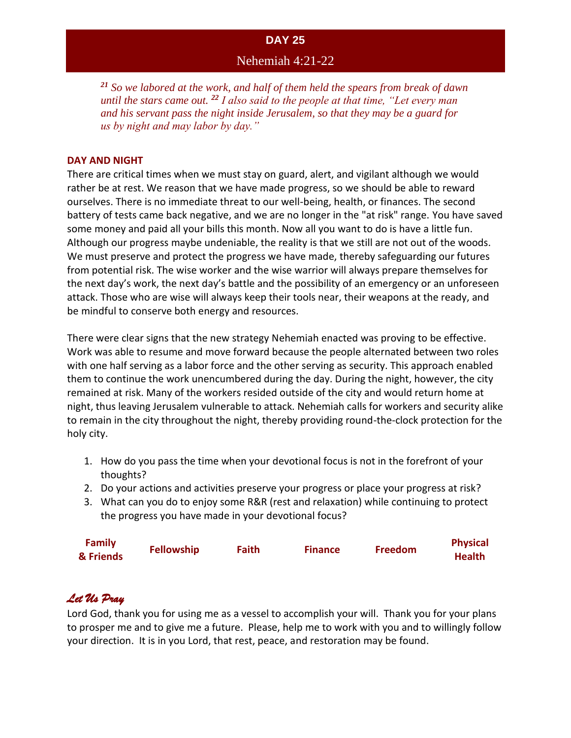## DAY 25

### Nehemiah 4:21-22

*[21] So we labored at the work, and half of them held the spears from break of dawn until the stars came out. [22] I also said to the people at that time, "Let every man and his servant pass the night inside Jerusalem, so that they may be a guard for us by night and may labor by day."*

**DAY AND NIGHT**

There are critical times when we must stay on guard, alert, and vigilant although we would rather be at rest. We reason that we have made progress, so we should be able to reward ourselves. There is no immediate threat to our well-being, health, or finances. The second battery of tests came back negative, and we are no longer in the "at risk" range. You have saved some money and paid all your bills this month. Now all you want to do is have a little fun. Although our progress maybe undeniable, the reality is that we still are not out of the woods. We must preserve and protect the progress we have made, thereby safeguarding our futures from potential risk. The wise worker and the wise warrior will always prepare themselves for the next day's work, the next day's battle and the possibility of an emergency or an unforeseen attack. Those who are wise will always keep their tools near, their weapons at the ready, and be mindful to conserve both energy and resources.

There were clear signs that the new strategy Nehemiah enacted was proving to be effective. Work was able to resume and move forward because the people alternated between two roles with one half serving as a labor force and the other serving as security. This approach enabled them to continue the work unencumbered during the day. During the night, however, the city remained at risk. Many of the workers resided outside of the city and would return home at night, thus leaving Jerusalem vulnerable to attack. Nehemiah calls for workers and security alike to remain in the city throughout the night, thereby providing round-the-clock protection for the holy city.

1. How do you pass the time when your devotional focus is not in the forefront of your thoughts?
2. Do your actions and activities preserve your progress or place your progress at risk?
3. What can you do to enjoy some R&R (rest and relaxation) while continuing to protect the progress you have made in your devotional focus?

| Family & Friends | Fellowship | Faith | Finance | Freedom | Physical Health |
|---|---|---|---|---|---|

## *Let Us Pray*

Lord God, thank you for using me as a vessel to accomplish your will. Thank you for your plans to prosper me and to give me a future. Please, help me to work with you and to willingly follow your direction. It is in you Lord, that rest, peace, and restoration may be found.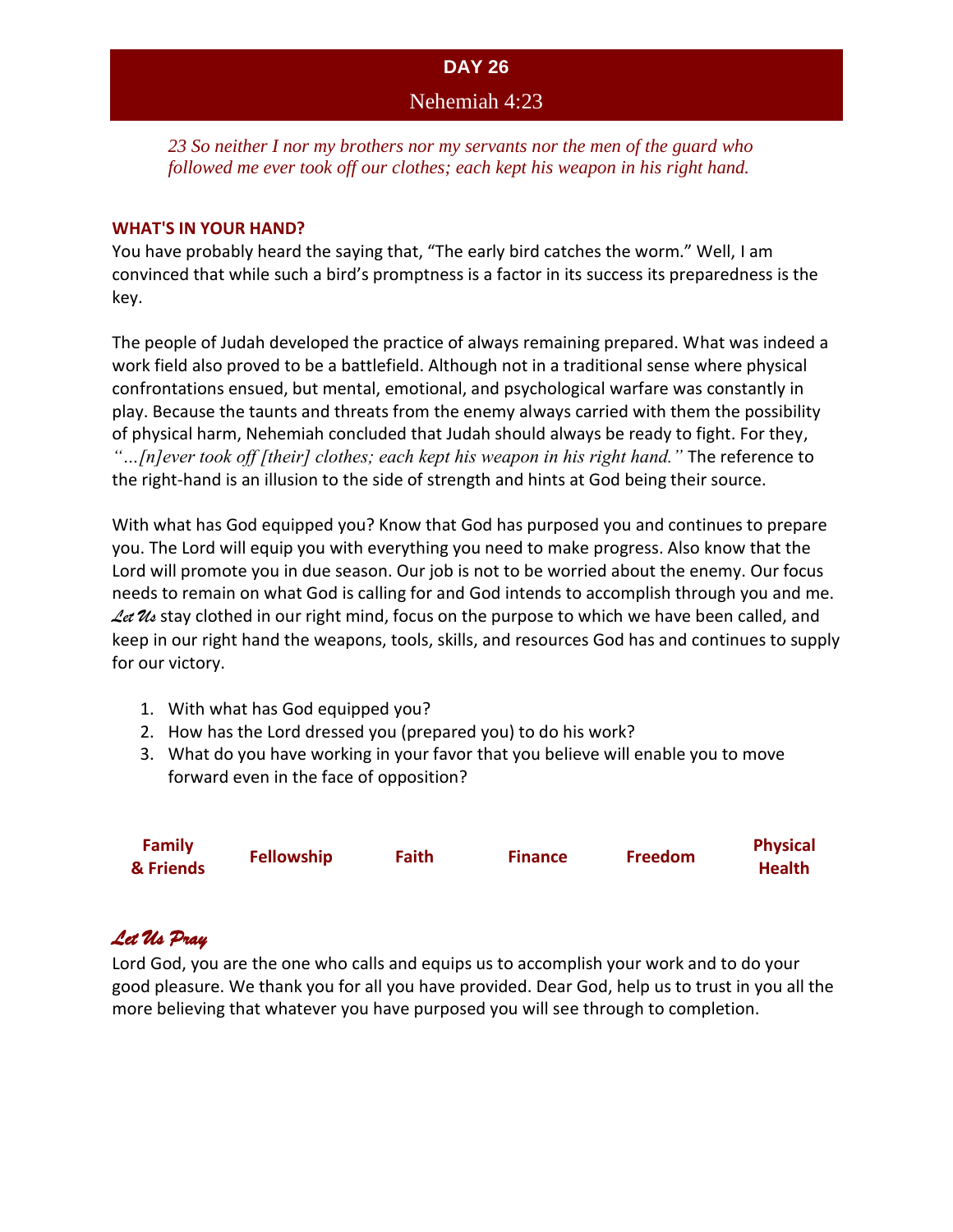## DAY 26

### Nehemiah 4:23

*23 So neither I nor my brothers nor my servants nor the men of the guard who followed me ever took off our clothes; each kept his weapon in his right hand.*

**WHAT'S IN YOUR HAND?**

You have probably heard the saying that, "The early bird catches the worm." Well, I am convinced that while such a bird's promptness is a factor in its success its preparedness is the key.

The people of Judah developed the practice of always remaining prepared. What was indeed a work field also proved to be a battlefield. Although not in a traditional sense where physical confrontations ensued, but mental, emotional, and psychological warfare was constantly in play. Because the taunts and threats from the enemy always carried with them the possibility of physical harm, Nehemiah concluded that Judah should always be ready to fight. For they, *"…[n]ever took off [their] clothes; each kept his weapon in his right hand."* The reference to the right-hand is an illusion to the side of strength and hints at God being their source.

With what has God equipped you? Know that God has purposed you and continues to prepare you. The Lord will equip you with everything you need to make progress. Also know that the Lord will promote you in due season. Our job is not to be worried about the enemy. Our focus needs to remain on what God is calling for and God intends to accomplish through you and me. *Let Us* stay clothed in our right mind, focus on the purpose to which we have been called, and keep in our right hand the weapons, tools, skills, and resources God has and continues to supply for our victory.

1. With what has God equipped you?
2. How has the Lord dressed you (prepared you) to do his work?
3. What do you have working in your favor that you believe will enable you to move forward even in the face of opposition?

| **Family & Friends** | **Fellowship** | **Faith** | **Finance** | **Freedom** | **Physical Health** |
|---|---|---|---|---|---|

### *Let Us Pray*

Lord God, you are the one who calls and equips us to accomplish your work and to do your good pleasure. We thank you for all you have provided. Dear God, help us to trust in you all the more believing that whatever you have purposed you will see through to completion.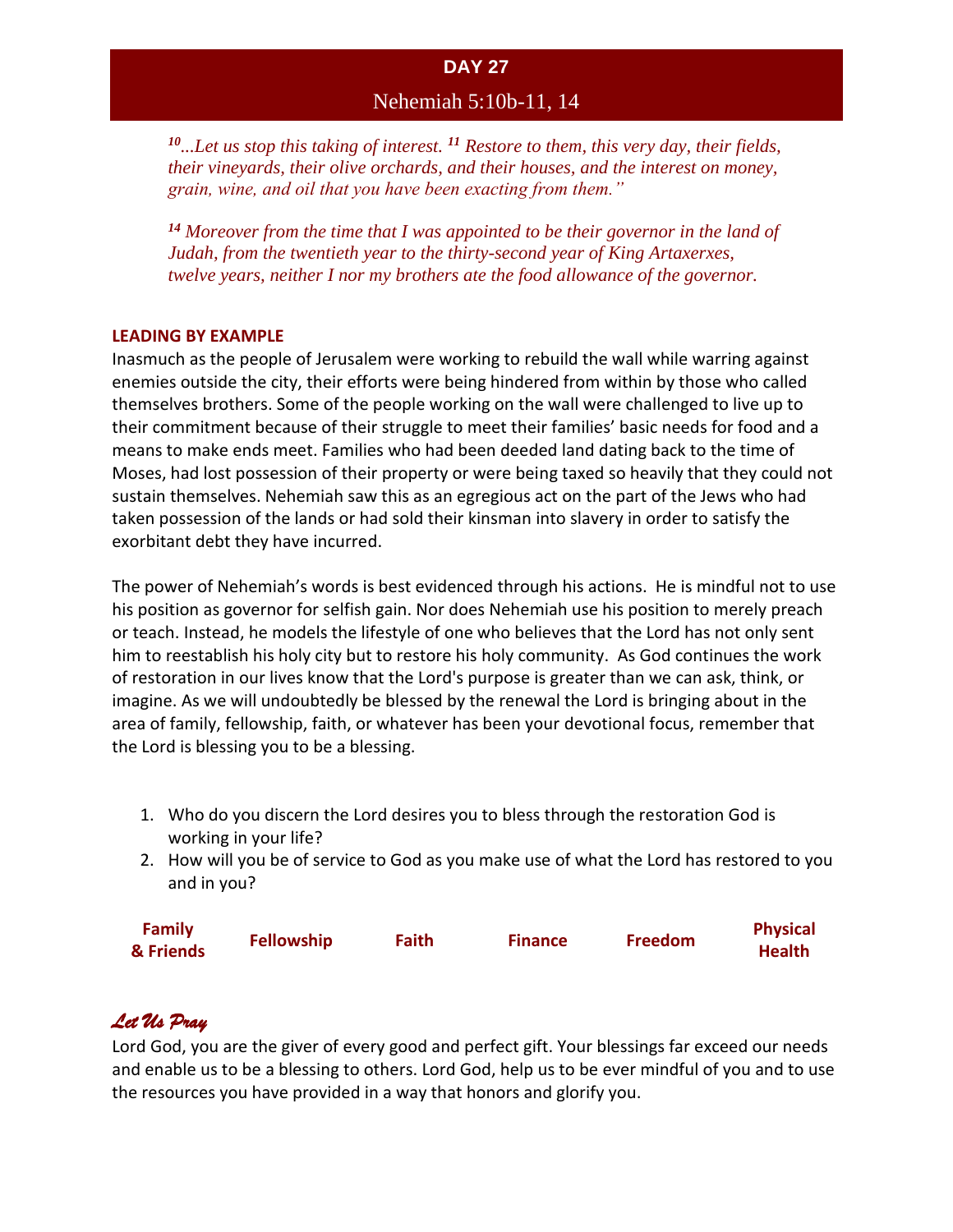# DAY 27

## Nehemiah 5:10b-11, 14

*[10]...Let us stop this taking of interest. [11] Restore to them, this very day, their fields, their vineyards, their olive orchards, and their houses, and the interest on money, grain, wine, and oil that you have been exacting from them."*

*[14] Moreover from the time that I was appointed to be their governor in the land of Judah, from the twentieth year to the thirty-second year of King Artaxerxes, twelve years, neither I nor my brothers ate the food allowance of the governor.*

### LEADING BY EXAMPLE

Inasmuch as the people of Jerusalem were working to rebuild the wall while warring against enemies outside the city, their efforts were being hindered from within by those who called themselves brothers. Some of the people working on the wall were challenged to live up to their commitment because of their struggle to meet their families' basic needs for food and a means to make ends meet. Families who had been deeded land dating back to the time of Moses, had lost possession of their property or were being taxed so heavily that they could not sustain themselves. Nehemiah saw this as an egregious act on the part of the Jews who had taken possession of the lands or had sold their kinsman into slavery in order to satisfy the exorbitant debt they have incurred.

The power of Nehemiah's words is best evidenced through his actions. He is mindful not to use his position as governor for selfish gain. Nor does Nehemiah use his position to merely preach or teach. Instead, he models the lifestyle of one who believes that the Lord has not only sent him to reestablish his holy city but to restore his holy community. As God continues the work of restoration in our lives know that the Lord's purpose is greater than we can ask, think, or imagine. As we will undoubtedly be blessed by the renewal the Lord is bringing about in the area of family, fellowship, faith, or whatever has been your devotional focus, remember that the Lord is blessing you to be a blessing.

1. Who do you discern the Lord desires you to bless through the restoration God is working in your life?
2. How will you be of service to God as you make use of what the Lord has restored to you and in you?

**Family & Friends** | **Fellowship** | **Faith** | **Finance** | **Freedom** | **Physical Health**

### *Let Us Pray*

Lord God, you are the giver of every good and perfect gift. Your blessings far exceed our needs and enable us to be a blessing to others. Lord God, help us to be ever mindful of you and to use the resources you have provided in a way that honors and glorify you.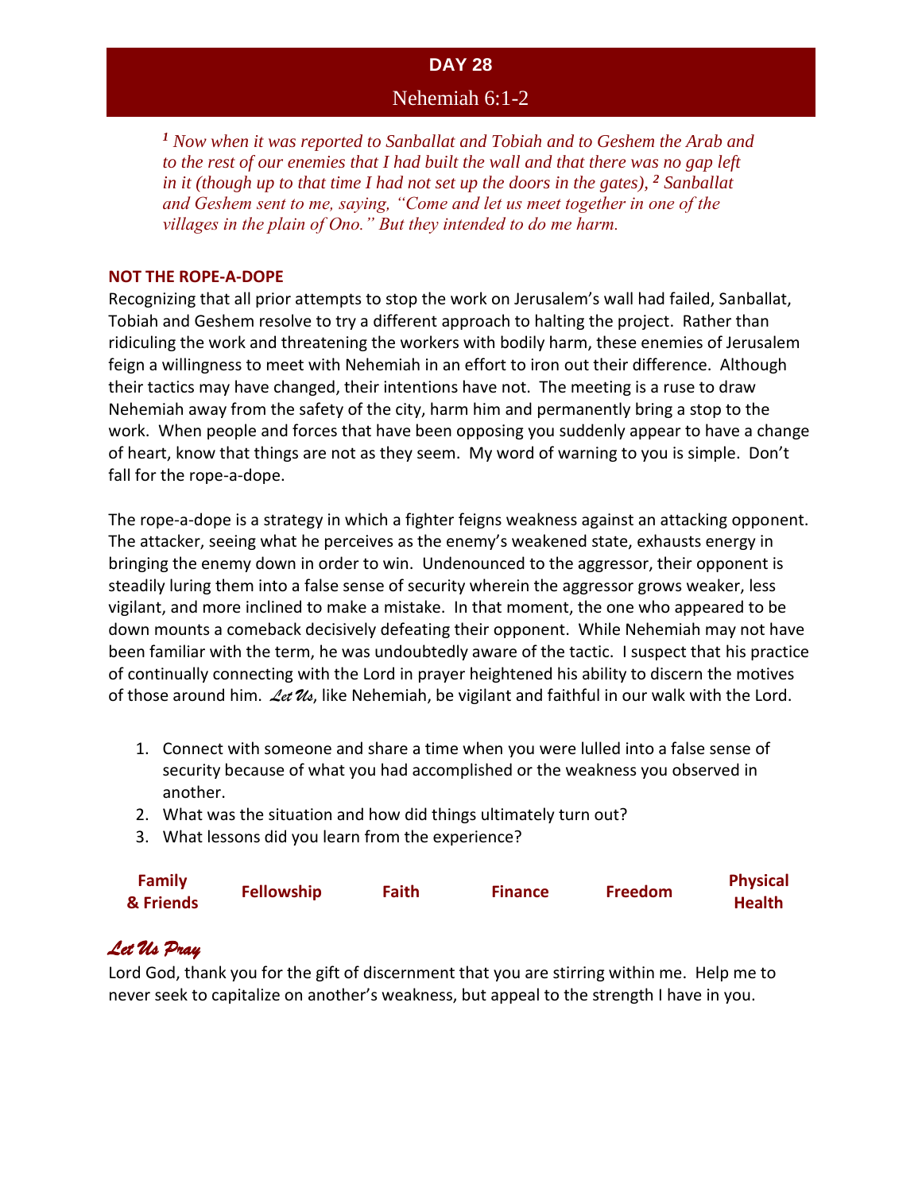# DAY 28

## Nehemiah 6:1-2

*[1] Now when it was reported to Sanballat and Tobiah and to Geshem the Arab and to the rest of our enemies that I had built the wall and that there was no gap left in it (though up to that time I had not set up the doors in the gates), [2] Sanballat and Geshem sent to me, saying, "Come and let us meet together in one of the villages in the plain of Ono." But they intended to do me harm.*

**NOT THE ROPE-A-DOPE**

Recognizing that all prior attempts to stop the work on Jerusalem's wall had failed, Sanballat, Tobiah and Geshem resolve to try a different approach to halting the project. Rather than ridiculing the work and threatening the workers with bodily harm, these enemies of Jerusalem feign a willingness to meet with Nehemiah in an effort to iron out their difference. Although their tactics may have changed, their intentions have not. The meeting is a ruse to draw Nehemiah away from the safety of the city, harm him and permanently bring a stop to the work. When people and forces that have been opposing you suddenly appear to have a change of heart, know that things are not as they seem. My word of warning to you is simple. Don't fall for the rope-a-dope.

The rope-a-dope is a strategy in which a fighter feigns weakness against an attacking opponent. The attacker, seeing what he perceives as the enemy's weakened state, exhausts energy in bringing the enemy down in order to win. Undenounced to the aggressor, their opponent is steadily luring them into a false sense of security wherein the aggressor grows weaker, less vigilant, and more inclined to make a mistake. In that moment, the one who appeared to be down mounts a comeback decisively defeating their opponent. While Nehemiah may not have been familiar with the term, he was undoubtedly aware of the tactic. I suspect that his practice of continually connecting with the Lord in prayer heightened his ability to discern the motives of those around him. *Let Us*, like Nehemiah, be vigilant and faithful in our walk with the Lord.

1. Connect with someone and share a time when you were lulled into a false sense of security because of what you had accomplished or the weakness you observed in another.
2. What was the situation and how did things ultimately turn out?
3. What lessons did you learn from the experience?

| Family & Friends | Fellowship | Faith | Finance | Freedom | Physical Health |
|---|---|---|---|---|---|

## *Let Us Pray*

Lord God, thank you for the gift of discernment that you are stirring within me. Help me to never seek to capitalize on another's weakness, but appeal to the strength I have in you.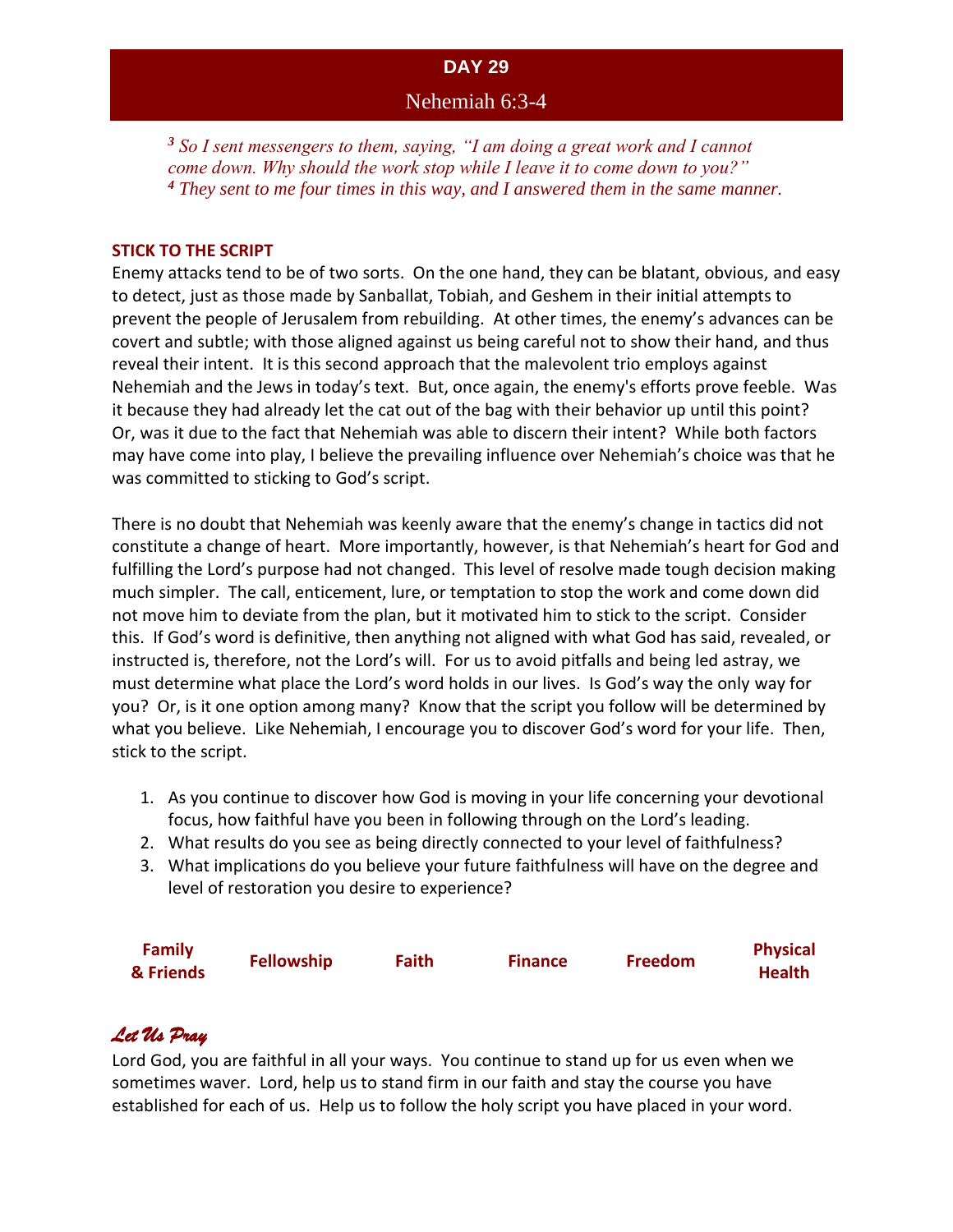# DAY 29

## Nehemiah 6:3-4

*[3] So I sent messengers to them, saying, "I am doing a great work and I cannot come down. Why should the work stop while I leave it to come down to you?"*
*[4] They sent to me four times in this way, and I answered them in the same manner.*

**STICK TO THE SCRIPT**

Enemy attacks tend to be of two sorts. On the one hand, they can be blatant, obvious, and easy to detect, just as those made by Sanballat, Tobiah, and Geshem in their initial attempts to prevent the people of Jerusalem from rebuilding. At other times, the enemy's advances can be covert and subtle; with those aligned against us being careful not to show their hand, and thus reveal their intent. It is this second approach that the malevolent trio employs against Nehemiah and the Jews in today's text. But, once again, the enemy's efforts prove feeble. Was it because they had already let the cat out of the bag with their behavior up until this point? Or, was it due to the fact that Nehemiah was able to discern their intent? While both factors may have come into play, I believe the prevailing influence over Nehemiah's choice was that he was committed to sticking to God's script.

There is no doubt that Nehemiah was keenly aware that the enemy's change in tactics did not constitute a change of heart. More importantly, however, is that Nehemiah's heart for God and fulfilling the Lord's purpose had not changed. This level of resolve made tough decision making much simpler. The call, enticement, lure, or temptation to stop the work and come down did not move him to deviate from the plan, but it motivated him to stick to the script. Consider this. If God's word is definitive, then anything not aligned with what God has said, revealed, or instructed is, therefore, not the Lord's will. For us to avoid pitfalls and being led astray, we must determine what place the Lord's word holds in our lives. Is God's way the only way for you? Or, is it one option among many? Know that the script you follow will be determined by what you believe. Like Nehemiah, I encourage you to discover God's word for your life. Then, stick to the script.

1. As you continue to discover how God is moving in your life concerning your devotional focus, how faithful have you been in following through on the Lord's leading.
2. What results do you see as being directly connected to your level of faithfulness?
3. What implications do you believe your future faithfulness will have on the degree and level of restoration you desire to experience?

| **Family & Friends** | **Fellowship** | **Faith** | **Finance** | **Freedom** | **Physical Health** |
|---|---|---|---|---|---|

***Let Us Pray***

Lord God, you are faithful in all your ways. You continue to stand up for us even when we sometimes waver. Lord, help us to stand firm in our faith and stay the course you have established for each of us. Help us to follow the holy script you have placed in your word.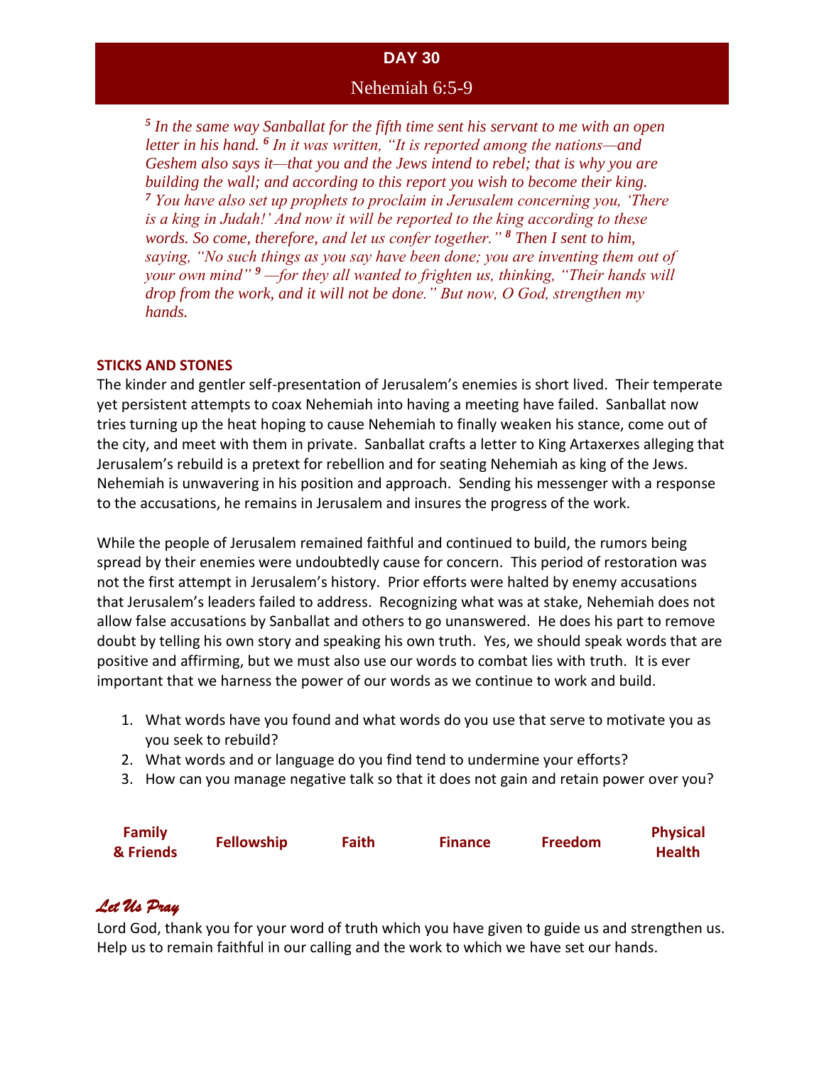## DAY 30

### Nehemiah 6:5-9

*[5] In the same way Sanballat for the fifth time sent his servant to me with an open letter in his hand. [6] In it was written, "It is reported among the nations—and Geshem also says it—that you and the Jews intend to rebel; that is why you are building the wall; and according to this report you wish to become their king. [7] You have also set up prophets to proclaim in Jerusalem concerning you, 'There is a king in Judah!' And now it will be reported to the king according to these words. So come, therefore, and let us confer together." [8] Then I sent to him, saying, "No such things as you say have been done; you are inventing them out of your own mind" [9] —for they all wanted to frighten us, thinking, "Their hands will drop from the work, and it will not be done." But now, O God, strengthen my hands.*

**STICKS AND STONES**

The kinder and gentler self-presentation of Jerusalem's enemies is short lived. Their temperate yet persistent attempts to coax Nehemiah into having a meeting have failed. Sanballat now tries turning up the heat hoping to cause Nehemiah to finally weaken his stance, come out of the city, and meet with them in private. Sanballat crafts a letter to King Artaxerxes alleging that Jerusalem's rebuild is a pretext for rebellion and for seating Nehemiah as king of the Jews. Nehemiah is unwavering in his position and approach. Sending his messenger with a response to the accusations, he remains in Jerusalem and insures the progress of the work.

While the people of Jerusalem remained faithful and continued to build, the rumors being spread by their enemies were undoubtedly cause for concern. This period of restoration was not the first attempt in Jerusalem's history. Prior efforts were halted by enemy accusations that Jerusalem's leaders failed to address. Recognizing what was at stake, Nehemiah does not allow false accusations by Sanballat and others to go unanswered. He does his part to remove doubt by telling his own story and speaking his own truth. Yes, we should speak words that are positive and affirming, but we must also use our words to combat lies with truth. It is ever important that we harness the power of our words as we continue to work and build.

1. What words have you found and what words do you use that serve to motivate you as you seek to rebuild?
2. What words and or language do you find tend to undermine your efforts?
3. How can you manage negative talk so that it does not gain and retain power over you?

**Family & Friends** | **Fellowship** | **Faith** | **Finance** | **Freedom** | **Physical Health**

***Let Us Pray***

Lord God, thank you for your word of truth which you have given to guide us and strengthen us. Help us to remain faithful in our calling and the work to which we have set our hands.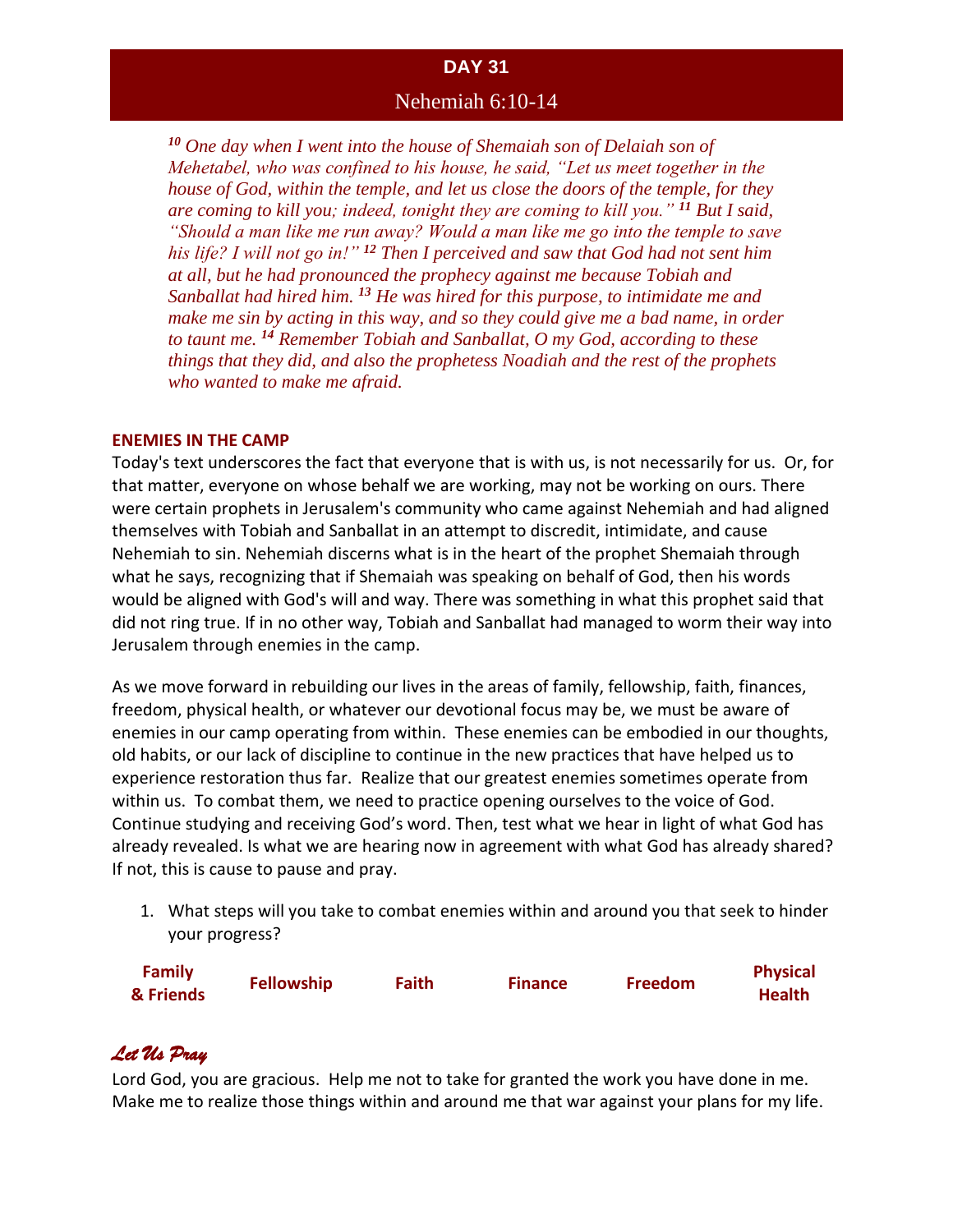## DAY 31

### Nehemiah 6:10-14

*[10] One day when I went into the house of Shemaiah son of Delaiah son of Mehetabel, who was confined to his house, he said, "Let us meet together in the house of God, within the temple, and let us close the doors of the temple, for they are coming to kill you; indeed, tonight they are coming to kill you." [11] But I said, "Should a man like me run away? Would a man like me go into the temple to save his life? I will not go in!" [12] Then I perceived and saw that God had not sent him at all, but he had pronounced the prophecy against me because Tobiah and Sanballat had hired him. [13] He was hired for this purpose, to intimidate me and make me sin by acting in this way, and so they could give me a bad name, in order to taunt me. [14] Remember Tobiah and Sanballat, O my God, according to these things that they did, and also the prophetess Noadiah and the rest of the prophets who wanted to make me afraid.*

**ENEMIES IN THE CAMP**

Today's text underscores the fact that everyone that is with us, is not necessarily for us. Or, for that matter, everyone on whose behalf we are working, may not be working on ours. There were certain prophets in Jerusalem's community who came against Nehemiah and had aligned themselves with Tobiah and Sanballat in an attempt to discredit, intimidate, and cause Nehemiah to sin. Nehemiah discerns what is in the heart of the prophet Shemaiah through what he says, recognizing that if Shemaiah was speaking on behalf of God, then his words would be aligned with God's will and way. There was something in what this prophet said that did not ring true. If in no other way, Tobiah and Sanballat had managed to worm their way into Jerusalem through enemies in the camp.

As we move forward in rebuilding our lives in the areas of family, fellowship, faith, finances, freedom, physical health, or whatever our devotional focus may be, we must be aware of enemies in our camp operating from within. These enemies can be embodied in our thoughts, old habits, or our lack of discipline to continue in the new practices that have helped us to experience restoration thus far. Realize that our greatest enemies sometimes operate from within us. To combat them, we need to practice opening ourselves to the voice of God. Continue studying and receiving God's word. Then, test what we hear in light of what God has already revealed. Is what we are hearing now in agreement with what God has already shared? If not, this is cause to pause and pray.

1. What steps will you take to combat enemies within and around you that seek to hinder your progress?

| Family & Friends | Fellowship | Faith | Finance | Freedom | Physical Health |
|---|---|---|---|---|---|

***Let Us Pray***

Lord God, you are gracious. Help me not to take for granted the work you have done in me. Make me to realize those things within and around me that war against your plans for my life.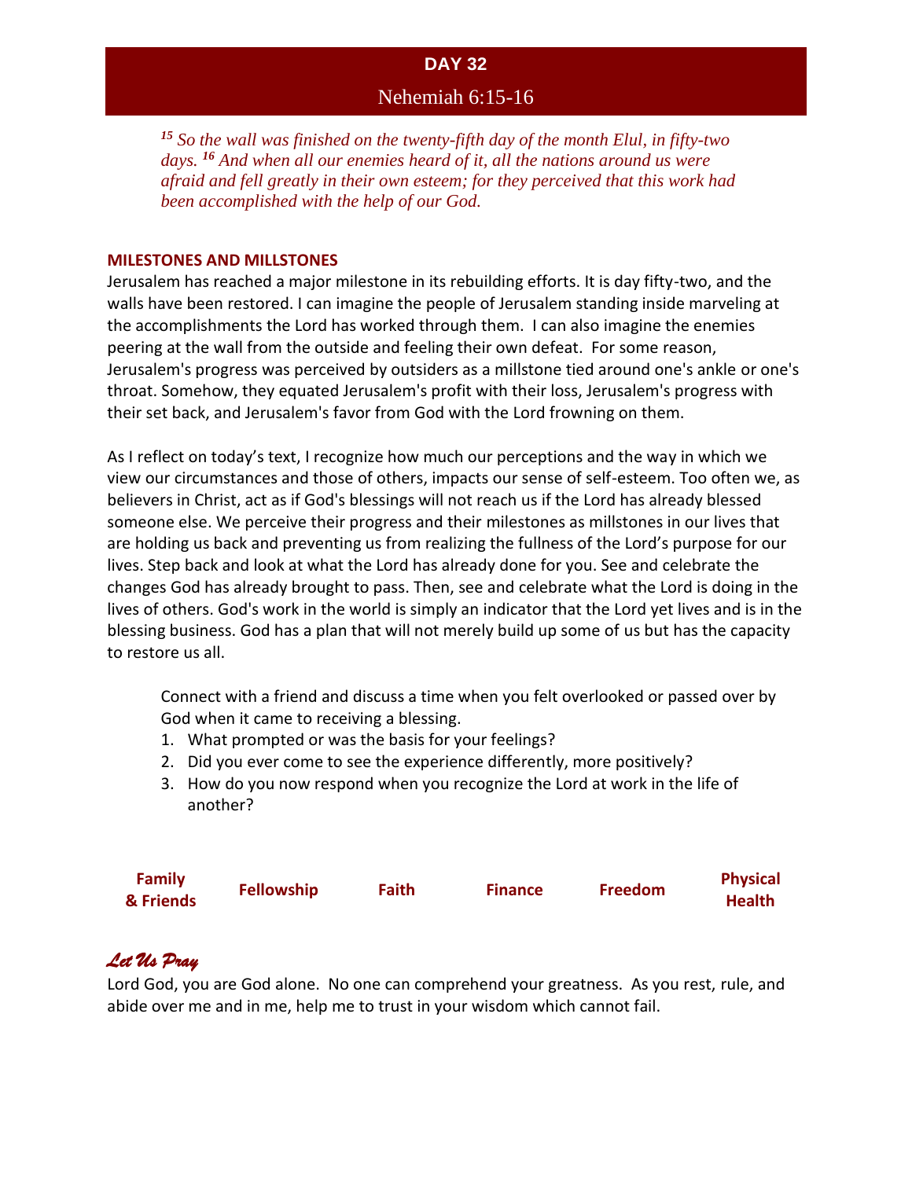## DAY 32

### Nehemiah 6:15-16

*[15] So the wall was finished on the twenty-fifth day of the month Elul, in fifty-two days. [16] And when all our enemies heard of it, all the nations around us were afraid and fell greatly in their own esteem; for they perceived that this work had been accomplished with the help of our God.*

**MILESTONES AND MILLSTONES**

Jerusalem has reached a major milestone in its rebuilding efforts. It is day fifty-two, and the walls have been restored. I can imagine the people of Jerusalem standing inside marveling at the accomplishments the Lord has worked through them. I can also imagine the enemies peering at the wall from the outside and feeling their own defeat. For some reason, Jerusalem's progress was perceived by outsiders as a millstone tied around one's ankle or one's throat. Somehow, they equated Jerusalem's profit with their loss, Jerusalem's progress with their set back, and Jerusalem's favor from God with the Lord frowning on them.

As I reflect on today's text, I recognize how much our perceptions and the way in which we view our circumstances and those of others, impacts our sense of self-esteem. Too often we, as believers in Christ, act as if God's blessings will not reach us if the Lord has already blessed someone else. We perceive their progress and their milestones as millstones in our lives that are holding us back and preventing us from realizing the fullness of the Lord's purpose for our lives. Step back and look at what the Lord has already done for you. See and celebrate the changes God has already brought to pass. Then, see and celebrate what the Lord is doing in the lives of others. God's work in the world is simply an indicator that the Lord yet lives and is in the blessing business. God has a plan that will not merely build up some of us but has the capacity to restore us all.

Connect with a friend and discuss a time when you felt overlooked or passed over by God when it came to receiving a blessing.

1. What prompted or was the basis for your feelings?
2. Did you ever come to see the experience differently, more positively?
3. How do you now respond when you recognize the Lord at work in the life of another?

| Family & Friends | Fellowship | Faith | Finance | Freedom | Physical Health |
|---|---|---|---|---|---|

***Let Us Pray***

Lord God, you are God alone. No one can comprehend your greatness. As you rest, rule, and abide over me and in me, help me to trust in your wisdom which cannot fail.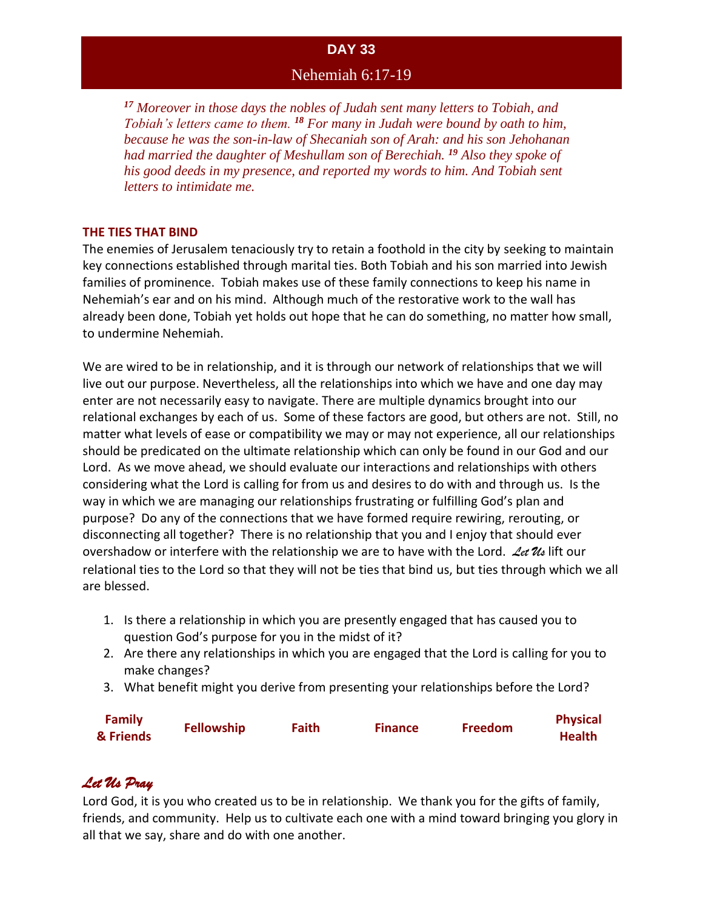# DAY 33

## Nehemiah 6:17-19

*[17] Moreover in those days the nobles of Judah sent many letters to Tobiah, and Tobiah's letters came to them. [18] For many in Judah were bound by oath to him, because he was the son-in-law of Shecaniah son of Arah: and his son Jehohanan had married the daughter of Meshullam son of Berechiah. [19] Also they spoke of his good deeds in my presence, and reported my words to him. And Tobiah sent letters to intimidate me.*

### THE TIES THAT BIND

The enemies of Jerusalem tenaciously try to retain a foothold in the city by seeking to maintain key connections established through marital ties. Both Tobiah and his son married into Jewish families of prominence. Tobiah makes use of these family connections to keep his name in Nehemiah's ear and on his mind. Although much of the restorative work to the wall has already been done, Tobiah yet holds out hope that he can do something, no matter how small, to undermine Nehemiah.

We are wired to be in relationship, and it is through our network of relationships that we will live out our purpose. Nevertheless, all the relationships into which we have and one day may enter are not necessarily easy to navigate. There are multiple dynamics brought into our relational exchanges by each of us. Some of these factors are good, but others are not. Still, no matter what levels of ease or compatibility we may or may not experience, all our relationships should be predicated on the ultimate relationship which can only be found in our God and our Lord. As we move ahead, we should evaluate our interactions and relationships with others considering what the Lord is calling for from us and desires to do with and through us. Is the way in which we are managing our relationships frustrating or fulfilling God's plan and purpose? Do any of the connections that we have formed require rewiring, rerouting, or disconnecting all together? There is no relationship that you and I enjoy that should ever overshadow or interfere with the relationship we are to have with the Lord. *Let Us* lift our relational ties to the Lord so that they will not be ties that bind us, but ties through which we all are blessed.

1. Is there a relationship in which you are presently engaged that has caused you to question God's purpose for you in the midst of it?
2. Are there any relationships in which you are engaged that the Lord is calling for you to make changes?
3. What benefit might you derive from presenting your relationships before the Lord?

| Family & Friends | Fellowship | Faith | Finance | Freedom | Physical Health |
|---|---|---|---|---|---|

### *Let Us Pray*

Lord God, it is you who created us to be in relationship. We thank you for the gifts of family, friends, and community. Help us to cultivate each one with a mind toward bringing you glory in all that we say, share and do with one another.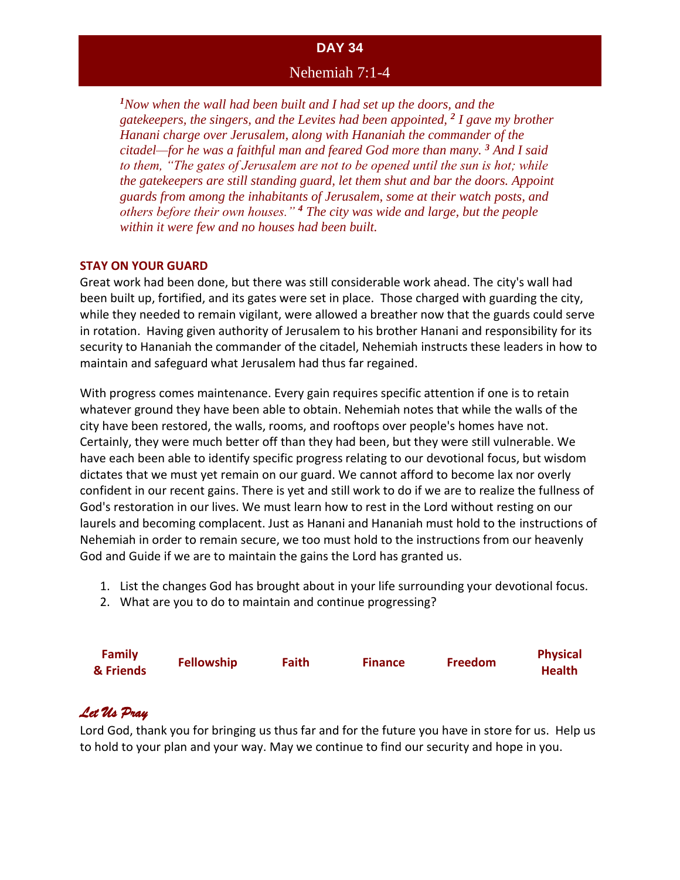## DAY 34

### Nehemiah 7:1-4

*[1]Now when the wall had been built and I had set up the doors, and the gatekeepers, the singers, and the Levites had been appointed, [2] I gave my brother Hanani charge over Jerusalem, along with Hananiah the commander of the citadel—for he was a faithful man and feared God more than many. [3] And I said to them, "The gates of Jerusalem are not to be opened until the sun is hot; while the gatekeepers are still standing guard, let them shut and bar the doors. Appoint guards from among the inhabitants of Jerusalem, some at their watch posts, and others before their own houses." [4] The city was wide and large, but the people within it were few and no houses had been built.*

**STAY ON YOUR GUARD**

Great work had been done, but there was still considerable work ahead. The city's wall had been built up, fortified, and its gates were set in place. Those charged with guarding the city, while they needed to remain vigilant, were allowed a breather now that the guards could serve in rotation. Having given authority of Jerusalem to his brother Hanani and responsibility for its security to Hananiah the commander of the citadel, Nehemiah instructs these leaders in how to maintain and safeguard what Jerusalem had thus far regained.

With progress comes maintenance. Every gain requires specific attention if one is to retain whatever ground they have been able to obtain. Nehemiah notes that while the walls of the city have been restored, the walls, rooms, and rooftops over people's homes have not. Certainly, they were much better off than they had been, but they were still vulnerable. We have each been able to identify specific progress relating to our devotional focus, but wisdom dictates that we must yet remain on our guard. We cannot afford to become lax nor overly confident in our recent gains. There is yet and still work to do if we are to realize the fullness of God's restoration in our lives. We must learn how to rest in the Lord without resting on our laurels and becoming complacent. Just as Hanani and Hananiah must hold to the instructions of Nehemiah in order to remain secure, we too must hold to the instructions from our heavenly God and Guide if we are to maintain the gains the Lord has granted us.

1. List the changes God has brought about in your life surrounding your devotional focus.
2. What are you to do to maintain and continue progressing?

| **Family & Friends** | **Fellowship** | **Faith** | **Finance** | **Freedom** | **Physical Health** |
|---|---|---|---|---|---|

***Let Us Pray***

Lord God, thank you for bringing us thus far and for the future you have in store for us. Help us to hold to your plan and your way. May we continue to find our security and hope in you.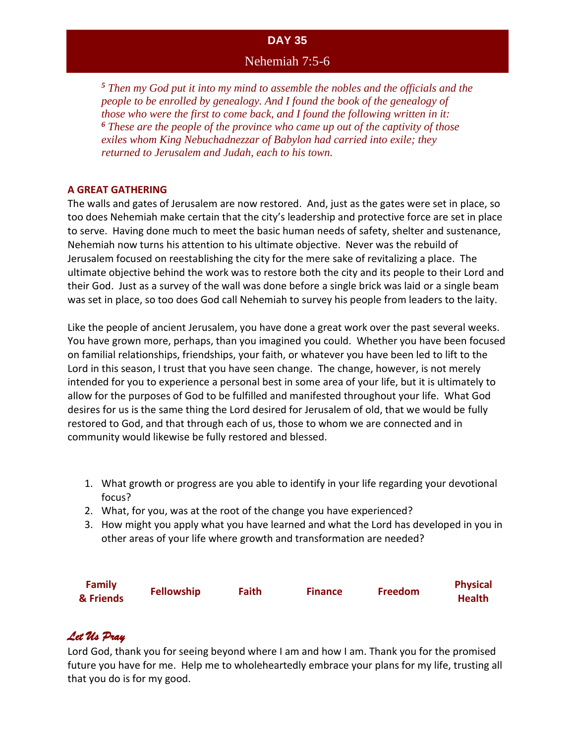## DAY 35

### Nehemiah 7:5-6

*[5] Then my God put it into my mind to assemble the nobles and the officials and the people to be enrolled by genealogy. And I found the book of the genealogy of those who were the first to come back, and I found the following written in it:*
*[6] These are the people of the province who came up out of the captivity of those exiles whom King Nebuchadnezzar of Babylon had carried into exile; they returned to Jerusalem and Judah, each to his town.*

**A GREAT GATHERING**

The walls and gates of Jerusalem are now restored. And, just as the gates were set in place, so too does Nehemiah make certain that the city's leadership and protective force are set in place to serve. Having done much to meet the basic human needs of safety, shelter and sustenance, Nehemiah now turns his attention to his ultimate objective. Never was the rebuild of Jerusalem focused on reestablishing the city for the mere sake of revitalizing a place. The ultimate objective behind the work was to restore both the city and its people to their Lord and their God. Just as a survey of the wall was done before a single brick was laid or a single beam was set in place, so too does God call Nehemiah to survey his people from leaders to the laity.

Like the people of ancient Jerusalem, you have done a great work over the past several weeks. You have grown more, perhaps, than you imagined you could. Whether you have been focused on familial relationships, friendships, your faith, or whatever you have been led to lift to the Lord in this season, I trust that you have seen change. The change, however, is not merely intended for you to experience a personal best in some area of your life, but it is ultimately to allow for the purposes of God to be fulfilled and manifested throughout your life. What God desires for us is the same thing the Lord desired for Jerusalem of old, that we would be fully restored to God, and that through each of us, those to whom we are connected and in community would likewise be fully restored and blessed.

1. What growth or progress are you able to identify in your life regarding your devotional focus?
2. What, for you, was at the root of the change you have experienced?
3. How might you apply what you have learned and what the Lord has developed in you in other areas of your life where growth and transformation are needed?

**Family & Friends** | **Fellowship** | **Faith** | **Finance** | **Freedom** | **Physical Health**

***Let Us Pray***

Lord God, thank you for seeing beyond where I am and how I am. Thank you for the promised future you have for me. Help me to wholeheartedly embrace your plans for my life, trusting all that you do is for my good.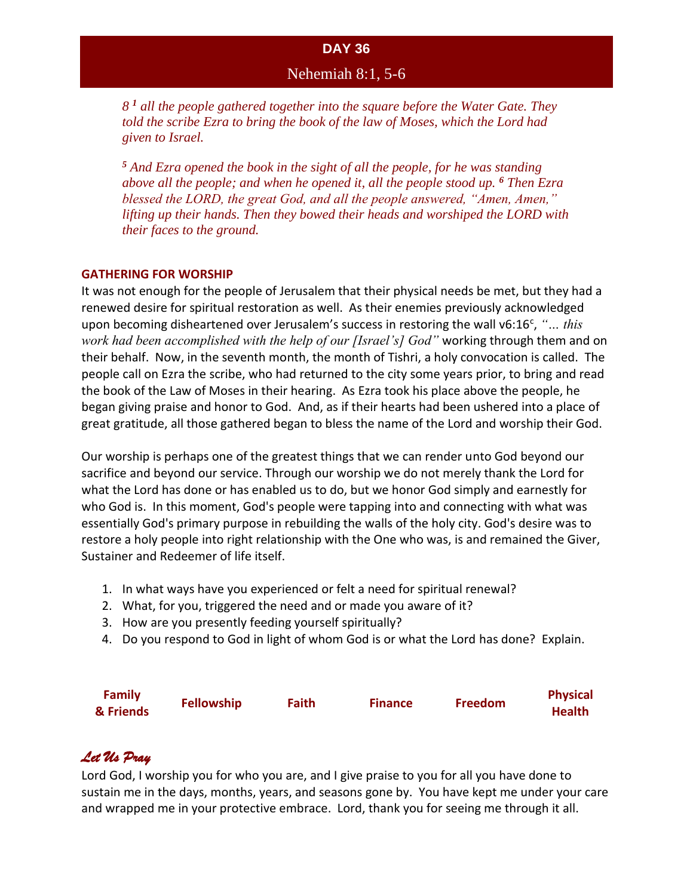# DAY 36

## Nehemiah 8:1, 5-6

*8 [1] all the people gathered together into the square before the Water Gate. They told the scribe Ezra to bring the book of the law of Moses, which the Lord had given to Israel.*

*[5] And Ezra opened the book in the sight of all the people, for he was standing above all the people; and when he opened it, all the people stood up. [6] Then Ezra blessed the LORD, the great God, and all the people answered, "Amen, Amen," lifting up their hands. Then they bowed their heads and worshiped the LORD with their faces to the ground.*

**GATHERING FOR WORSHIP**

It was not enough for the people of Jerusalem that their physical needs be met, but they had a renewed desire for spiritual restoration as well. As their enemies previously acknowledged upon becoming disheartened over Jerusalem's success in restoring the wall v6:16[c], *"… this work had been accomplished with the help of our [Israel's] God"* working through them and on their behalf. Now, in the seventh month, the month of Tishri, a holy convocation is called. The people call on Ezra the scribe, who had returned to the city some years prior, to bring and read the book of the Law of Moses in their hearing. As Ezra took his place above the people, he began giving praise and honor to God. And, as if their hearts had been ushered into a place of great gratitude, all those gathered began to bless the name of the Lord and worship their God.

Our worship is perhaps one of the greatest things that we can render unto God beyond our sacrifice and beyond our service. Through our worship we do not merely thank the Lord for what the Lord has done or has enabled us to do, but we honor God simply and earnestly for who God is. In this moment, God's people were tapping into and connecting with what was essentially God's primary purpose in rebuilding the walls of the holy city. God's desire was to restore a holy people into right relationship with the One who was, is and remained the Giver, Sustainer and Redeemer of life itself.

1. In what ways have you experienced or felt a need for spiritual renewal?
2. What, for you, triggered the need and or made you aware of it?
3. How are you presently feeding yourself spiritually?
4. Do you respond to God in light of whom God is or what the Lord has done? Explain.

| Family & Friends | Fellowship | Faith | Finance | Freedom | Physical Health |
|---|---|---|---|---|---|

## *Let Us Pray*

Lord God, I worship you for who you are, and I give praise to you for all you have done to sustain me in the days, months, years, and seasons gone by. You have kept me under your care and wrapped me in your protective embrace. Lord, thank you for seeing me through it all.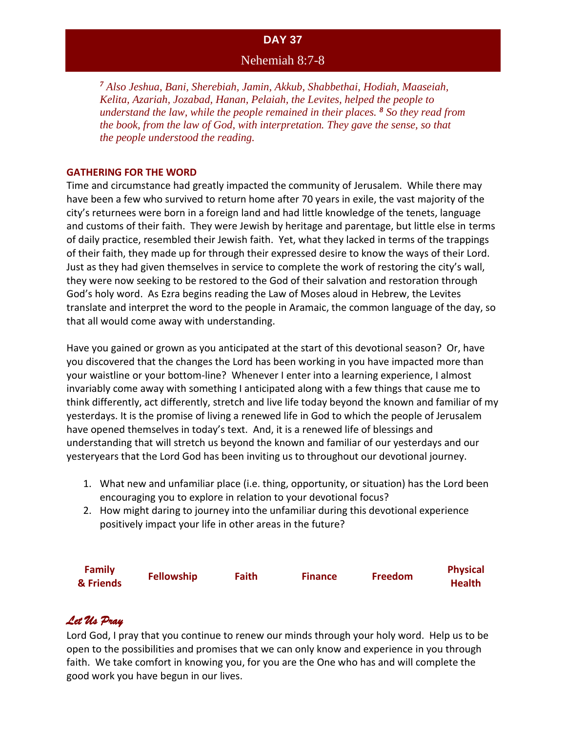# DAY 37

## Nehemiah 8:7-8

*[7] Also Jeshua, Bani, Sherebiah, Jamin, Akkub, Shabbethai, Hodiah, Maaseiah, Kelita, Azariah, Jozabad, Hanan, Pelaiah, the Levites, helped the people to understand the law, while the people remained in their places. [8] So they read from the book, from the law of God, with interpretation. They gave the sense, so that the people understood the reading.*

### GATHERING FOR THE WORD

Time and circumstance had greatly impacted the community of Jerusalem. While there may have been a few who survived to return home after 70 years in exile, the vast majority of the city's returnees were born in a foreign land and had little knowledge of the tenets, language and customs of their faith. They were Jewish by heritage and parentage, but little else in terms of daily practice, resembled their Jewish faith. Yet, what they lacked in terms of the trappings of their faith, they made up for through their expressed desire to know the ways of their Lord. Just as they had given themselves in service to complete the work of restoring the city's wall, they were now seeking to be restored to the God of their salvation and restoration through God's holy word. As Ezra begins reading the Law of Moses aloud in Hebrew, the Levites translate and interpret the word to the people in Aramaic, the common language of the day, so that all would come away with understanding.

Have you gained or grown as you anticipated at the start of this devotional season? Or, have you discovered that the changes the Lord has been working in you have impacted more than your waistline or your bottom-line? Whenever I enter into a learning experience, I almost invariably come away with something I anticipated along with a few things that cause me to think differently, act differently, stretch and live life today beyond the known and familiar of my yesterdays. It is the promise of living a renewed life in God to which the people of Jerusalem have opened themselves in today's text. And, it is a renewed life of blessings and understanding that will stretch us beyond the known and familiar of our yesterdays and our yesteryears that the Lord God has been inviting us to throughout our devotional journey.

1. What new and unfamiliar place (i.e. thing, opportunity, or situation) has the Lord been encouraging you to explore in relation to your devotional focus?
2. How might daring to journey into the unfamiliar during this devotional experience positively impact your life in other areas in the future?

| Family & Friends | Fellowship | Faith | Finance | Freedom | Physical Health |
|---|---|---|---|---|---|

### *Let Us Pray*

Lord God, I pray that you continue to renew our minds through your holy word. Help us to be open to the possibilities and promises that we can only know and experience in you through faith. We take comfort in knowing you, for you are the One who has and will complete the good work you have begun in our lives.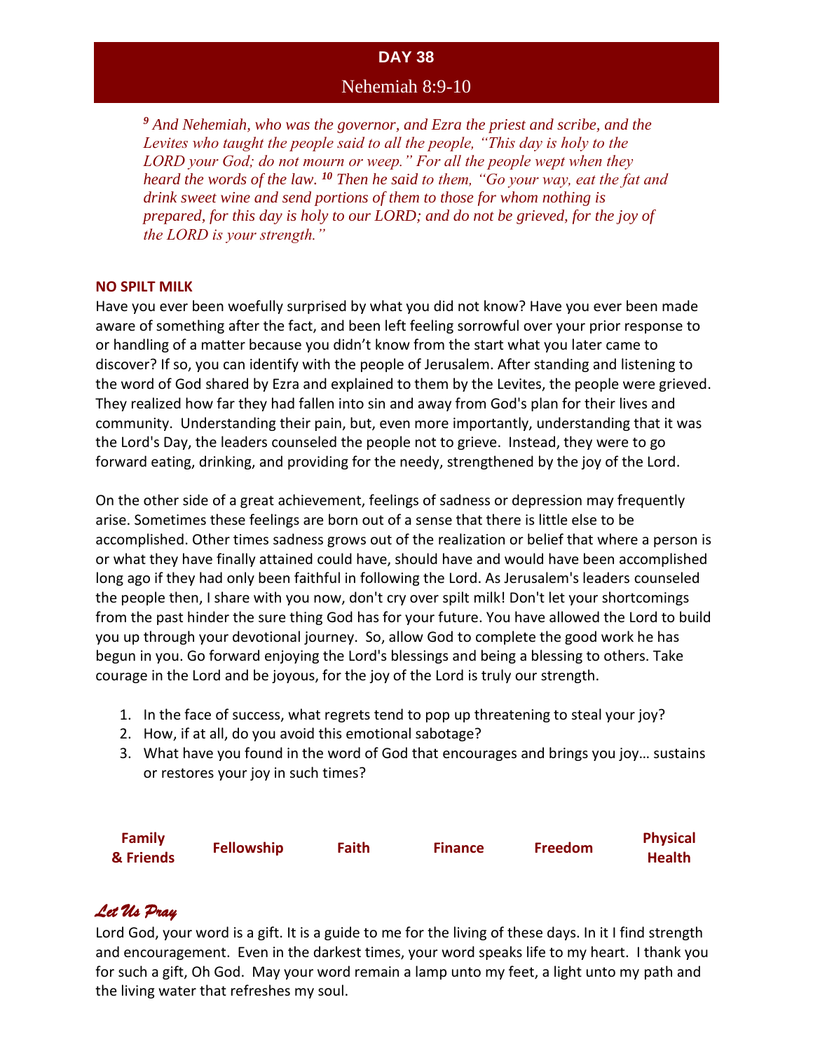## DAY 38

### Nehemiah 8:9-10

*[9] And Nehemiah, who was the governor, and Ezra the priest and scribe, and the Levites who taught the people said to all the people, "This day is holy to the LORD your God; do not mourn or weep." For all the people wept when they heard the words of the law. [10] Then he said to them, "Go your way, eat the fat and drink sweet wine and send portions of them to those for whom nothing is prepared, for this day is holy to our LORD; and do not be grieved, for the joy of the LORD is your strength."*

**NO SPILT MILK**

Have you ever been woefully surprised by what you did not know? Have you ever been made aware of something after the fact, and been left feeling sorrowful over your prior response to or handling of a matter because you didn't know from the start what you later came to discover? If so, you can identify with the people of Jerusalem. After standing and listening to the word of God shared by Ezra and explained to them by the Levites, the people were grieved. They realized how far they had fallen into sin and away from God's plan for their lives and community. Understanding their pain, but, even more importantly, understanding that it was the Lord's Day, the leaders counseled the people not to grieve. Instead, they were to go forward eating, drinking, and providing for the needy, strengthened by the joy of the Lord.

On the other side of a great achievement, feelings of sadness or depression may frequently arise. Sometimes these feelings are born out of a sense that there is little else to be accomplished. Other times sadness grows out of the realization or belief that where a person is or what they have finally attained could have, should have and would have been accomplished long ago if they had only been faithful in following the Lord. As Jerusalem's leaders counseled the people then, I share with you now, don't cry over spilt milk! Don't let your shortcomings from the past hinder the sure thing God has for your future. You have allowed the Lord to build you up through your devotional journey. So, allow God to complete the good work he has begun in you. Go forward enjoying the Lord's blessings and being a blessing to others. Take courage in the Lord and be joyous, for the joy of the Lord is truly our strength.

1. In the face of success, what regrets tend to pop up threatening to steal your joy?
2. How, if at all, do you avoid this emotional sabotage?
3. What have you found in the word of God that encourages and brings you joy… sustains or restores your joy in such times?

| Family & Friends | Fellowship | Faith | Finance | Freedom | Physical Health |
|---|---|---|---|---|---|

***Let Us Pray***

Lord God, your word is a gift. It is a guide to me for the living of these days. In it I find strength and encouragement. Even in the darkest times, your word speaks life to my heart. I thank you for such a gift, Oh God. May your word remain a lamp unto my feet, a light unto my path and the living water that refreshes my soul.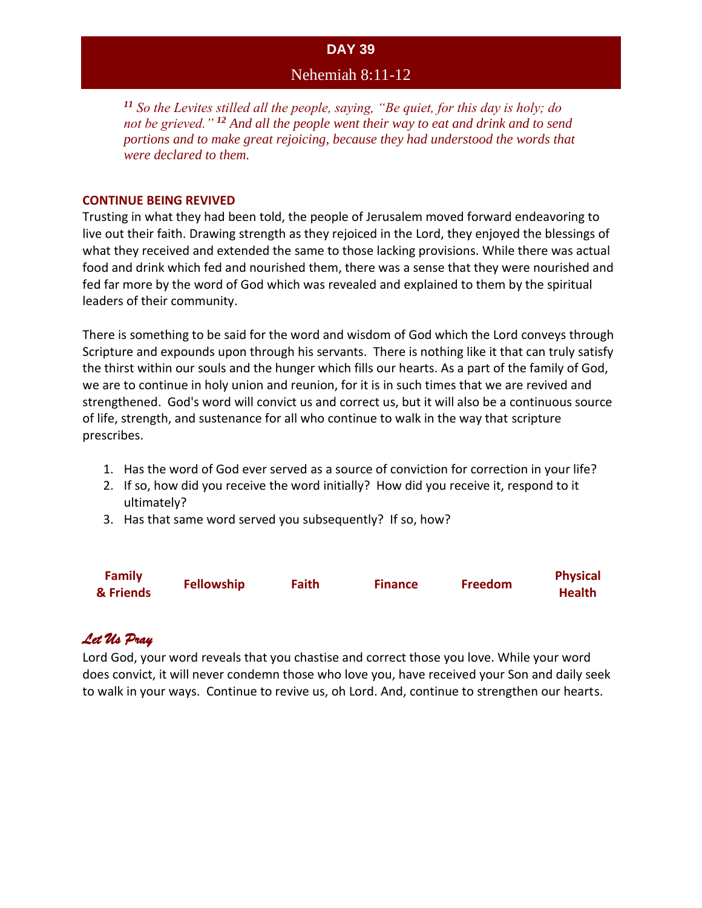## DAY 39

### Nehemiah 8:11-12

*[11] So the Levites stilled all the people, saying, "Be quiet, for this day is holy; do not be grieved." [12] And all the people went their way to eat and drink and to send portions and to make great rejoicing, because they had understood the words that were declared to them.*

**CONTINUE BEING REVIVED**

Trusting in what they had been told, the people of Jerusalem moved forward endeavoring to live out their faith. Drawing strength as they rejoiced in the Lord, they enjoyed the blessings of what they received and extended the same to those lacking provisions. While there was actual food and drink which fed and nourished them, there was a sense that they were nourished and fed far more by the word of God which was revealed and explained to them by the spiritual leaders of their community.

There is something to be said for the word and wisdom of God which the Lord conveys through Scripture and expounds upon through his servants. There is nothing like it that can truly satisfy the thirst within our souls and the hunger which fills our hearts. As a part of the family of God, we are to continue in holy union and reunion, for it is in such times that we are revived and strengthened. God's word will convict us and correct us, but it will also be a continuous source of life, strength, and sustenance for all who continue to walk in the way that scripture prescribes.

1. Has the word of God ever served as a source of conviction for correction in your life?
2. If so, how did you receive the word initially? How did you receive it, respond to it ultimately?
3. Has that same word served you subsequently? If so, how?

| Family & Friends | Fellowship | Faith | Finance | Freedom | Physical Health |
|---|---|---|---|---|---|

***Let Us Pray***

Lord God, your word reveals that you chastise and correct those you love. While your word does convict, it will never condemn those who love you, have received your Son and daily seek to walk in your ways. Continue to revive us, oh Lord. And, continue to strengthen our hearts.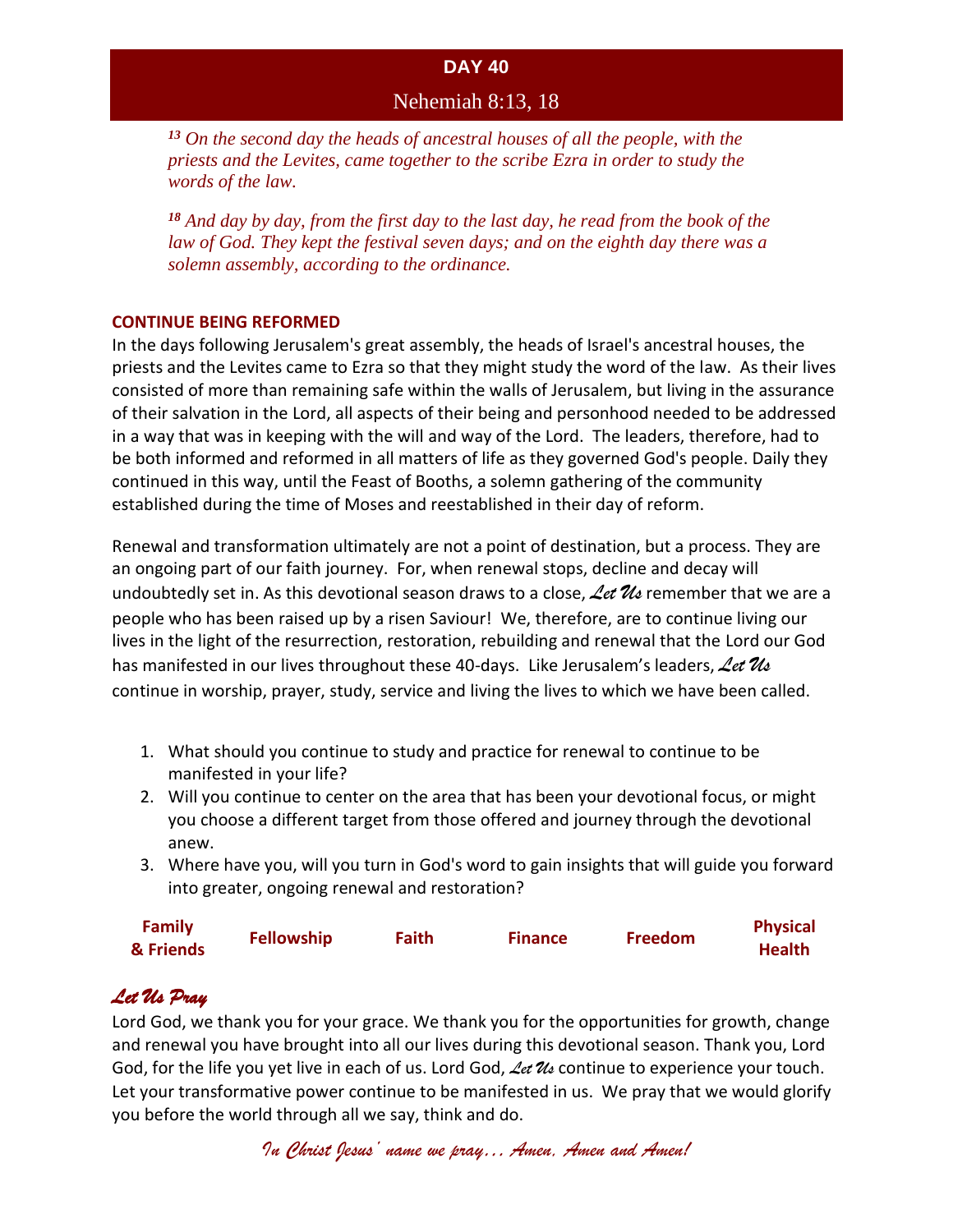# DAY 40

## Nehemiah 8:13, 18

*[13] On the second day the heads of ancestral houses of all the people, with the priests and the Levites, came together to the scribe Ezra in order to study the words of the law.*

*[18] And day by day, from the first day to the last day, he read from the book of the law of God. They kept the festival seven days; and on the eighth day there was a solemn assembly, according to the ordinance.*

**CONTINUE BEING REFORMED**

In the days following Jerusalem's great assembly, the heads of Israel's ancestral houses, the priests and the Levites came to Ezra so that they might study the word of the law. As their lives consisted of more than remaining safe within the walls of Jerusalem, but living in the assurance of their salvation in the Lord, all aspects of their being and personhood needed to be addressed in a way that was in keeping with the will and way of the Lord. The leaders, therefore, had to be both informed and reformed in all matters of life as they governed God's people. Daily they continued in this way, until the Feast of Booths, a solemn gathering of the community established during the time of Moses and reestablished in their day of reform.

Renewal and transformation ultimately are not a point of destination, but a process. They are an ongoing part of our faith journey. For, when renewal stops, decline and decay will undoubtedly set in. As this devotional season draws to a close, *Let Us* remember that we are a people who has been raised up by a risen Saviour! We, therefore, are to continue living our lives in the light of the resurrection, restoration, rebuilding and renewal that the Lord our God has manifested in our lives throughout these 40-days. Like Jerusalem's leaders, *Let Us* continue in worship, prayer, study, service and living the lives to which we have been called.

1. What should you continue to study and practice for renewal to continue to be manifested in your life?
2. Will you continue to center on the area that has been your devotional focus, or might you choose a different target from those offered and journey through the devotional anew.
3. Where have you, will you turn in God's word to gain insights that will guide you forward into greater, ongoing renewal and restoration?

**Family & Friends** | **Fellowship** | **Faith** | **Finance** | **Freedom** | **Physical Health**

## *Let Us Pray*

Lord God, we thank you for your grace. We thank you for the opportunities for growth, change and renewal you have brought into all our lives during this devotional season. Thank you, Lord God, for the life you yet live in each of us. Lord God, *Let Us* continue to experience your touch. Let your transformative power continue to be manifested in us. We pray that we would glorify you before the world through all we say, think and do.

*In Christ Jesus' name we pray… Amen, Amen and Amen!*